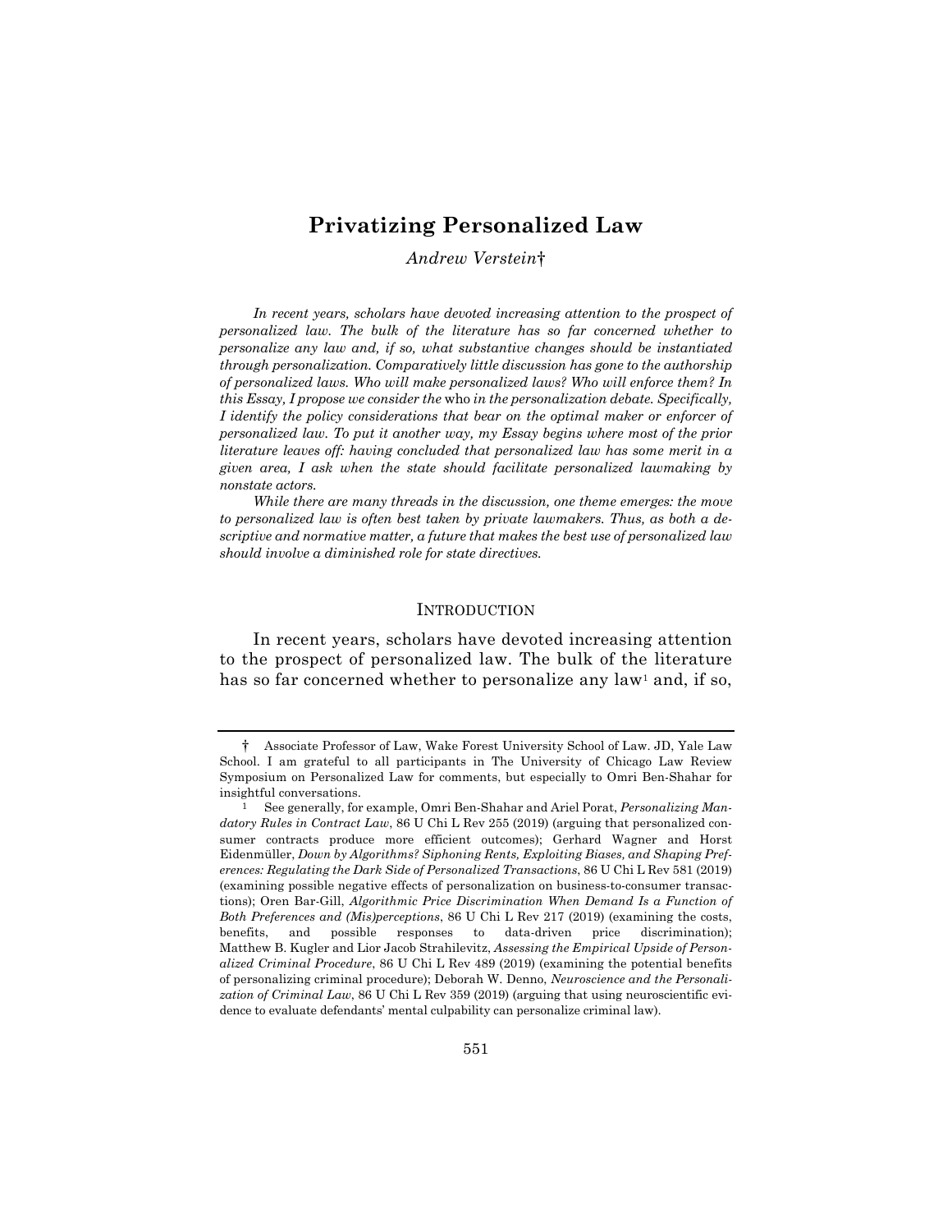# Privatizing Personalized Law

*Andrew Verstein*†

*In recent years, scholars have devoted increasing attention to the prospect of personalized law. The bulk of the literature has so far concerned whether to personalize any law and, if so, what substantive changes should be instantiated through personalization. Comparatively little discussion has gone to the authorship of personalized laws. Who will make personalized laws? Who will enforce them? In this Essay, I propose we consider the* who *in the personalization debate. Specifically, I identify the policy considerations that bear on the optimal maker or enforcer of personalized law. To put it another way, my Essay begins where most of the prior literature leaves off: having concluded that personalized law has some merit in a given area, I ask when the state should facilitate personalized lawmaking by nonstate actors.*

*While there are many threads in the discussion, one theme emerges: the move to personalized law is often best taken by private lawmakers. Thus, as both a descriptive and normative matter, a future that makes the best use of personalized law should involve a diminished role for state directives.*

## INTRODUCTION

In recent years, scholars have devoted increasing attention to the prospect of personalized law. The bulk of the literature has so far concerned whether to personalize any law[1] and, if so,

---

† Associate Professor of Law, Wake Forest University School of Law. JD, Yale Law School. I am grateful to all participants in The University of Chicago Law Review Symposium on Personalized Law for comments, but especially to Omri Ben-Shahar for insightful conversations.

[1] See generally, for example, Omri Ben-Shahar and Ariel Porat, *Personalizing Mandatory Rules in Contract Law*, 86 U Chi L Rev 255 (2019) (arguing that personalized consumer contracts produce more efficient outcomes); Gerhard Wagner and Horst Eidenmüller, *Down by Algorithms? Siphoning Rents, Exploiting Biases, and Shaping Preferences: Regulating the Dark Side of Personalized Transactions*, 86 U Chi L Rev 581 (2019) (examining possible negative effects of personalization on business-to-consumer transactions); Oren Bar-Gill, *Algorithmic Price Discrimination When Demand Is a Function of Both Preferences and (Mis)perceptions*, 86 U Chi L Rev 217 (2019) (examining the costs, benefits, and possible responses to data-driven price discrimination); Matthew B. Kugler and Lior Jacob Strahilevitz, *Assessing the Empirical Upside of Personalized Criminal Procedure*, 86 U Chi L Rev 489 (2019) (examining the potential benefits of personalizing criminal procedure); Deborah W. Denno, *Neuroscience and the Personalization of Criminal Law*, 86 U Chi L Rev 359 (2019) (arguing that using neuroscientific evidence to evaluate defendants' mental culpability can personalize criminal law).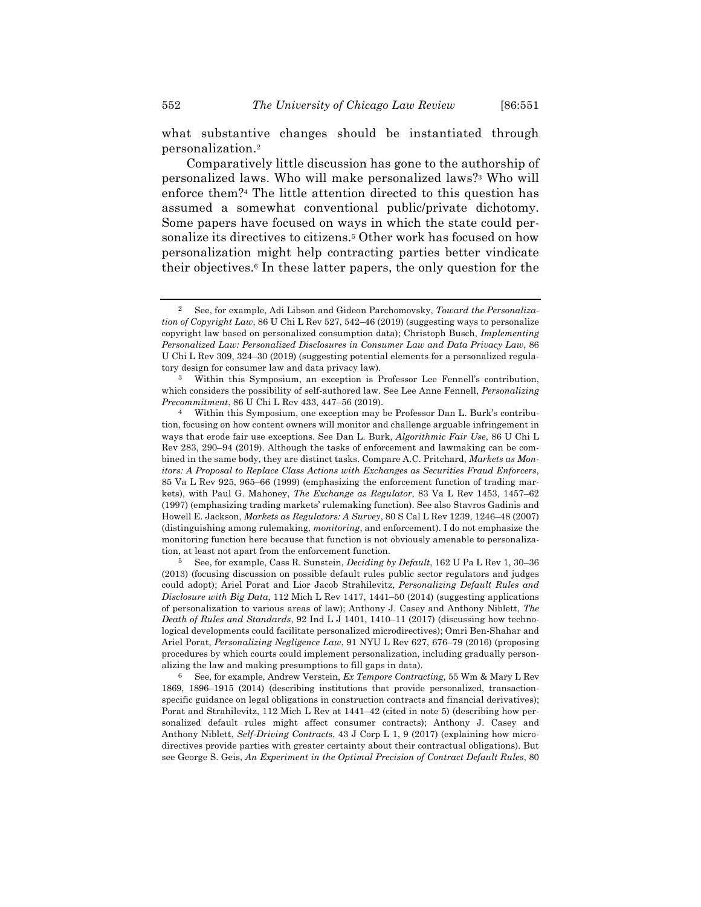what substantive changes should be instantiated through personalization.[2]

Comparatively little discussion has gone to the authorship of personalized laws. Who will make personalized laws?[3] Who will enforce them?[4] The little attention directed to this question has assumed a somewhat conventional public/private dichotomy. Some papers have focused on ways in which the state could personalize its directives to citizens.[5] Other work has focused on how personalization might help contracting parties better vindicate their objectives.[6] In these latter papers, the only question for the

---

[2] See, for example, Adi Libson and Gideon Parchomovsky, *Toward the Personalization of Copyright Law*, 86 U Chi L Rev 527, 542–46 (2019) (suggesting ways to personalize copyright law based on personalized consumption data); Christoph Busch, *Implementing Personalized Law: Personalized Disclosures in Consumer Law and Data Privacy Law*, 86 U Chi L Rev 309, 324–30 (2019) (suggesting potential elements for a personalized regulatory design for consumer law and data privacy law).

[3] Within this Symposium, an exception is Professor Lee Fennell's contribution, which considers the possibility of self-authored law. See Lee Anne Fennell, *Personalizing Precommitment*, 86 U Chi L Rev 433, 447–56 (2019).

[4] Within this Symposium, one exception may be Professor Dan L. Burk's contribution, focusing on how content owners will monitor and challenge arguable infringement in ways that erode fair use exceptions. See Dan L. Burk, *Algorithmic Fair Use*, 86 U Chi L Rev 283, 290–94 (2019). Although the tasks of enforcement and lawmaking can be combined in the same body, they are distinct tasks. Compare A.C. Pritchard, *Markets as Monitors: A Proposal to Replace Class Actions with Exchanges as Securities Fraud Enforcers*, 85 Va L Rev 925, 965–66 (1999) (emphasizing the enforcement function of trading markets), with Paul G. Mahoney, *The Exchange as Regulator*, 83 Va L Rev 1453, 1457–62 (1997) (emphasizing trading markets' rulemaking function). See also Stavros Gadinis and Howell E. Jackson, *Markets as Regulators: A Survey*, 80 S Cal L Rev 1239, 1246–48 (2007) (distinguishing among rulemaking, *monitoring*, and enforcement). I do not emphasize the monitoring function here because that function is not obviously amenable to personalization, at least not apart from the enforcement function.

[5] See, for example, Cass R. Sunstein, *Deciding by Default*, 162 U Pa L Rev 1, 30–36 (2013) (focusing discussion on possible default rules public sector regulators and judges could adopt); Ariel Porat and Lior Jacob Strahilevitz, *Personalizing Default Rules and Disclosure with Big Data*, 112 Mich L Rev 1417, 1441–50 (2014) (suggesting applications of personalization to various areas of law); Anthony J. Casey and Anthony Niblett, *The Death of Rules and Standards*, 92 Ind L J 1401, 1410–11 (2017) (discussing how technological developments could facilitate personalized microdirectives); Omri Ben-Shahar and Ariel Porat, *Personalizing Negligence Law*, 91 NYU L Rev 627, 676–79 (2016) (proposing procedures by which courts could implement personalization, including gradually personalizing the law and making presumptions to fill gaps in data).

[6] See, for example, Andrew Verstein, *Ex Tempore Contracting*, 55 Wm & Mary L Rev 1869, 1896–1915 (2014) (describing institutions that provide personalized, transaction-specific guidance on legal obligations in construction contracts and financial derivatives); Porat and Strahilevitz, 112 Mich L Rev at 1441–42 (cited in note 5) (describing how personalized default rules might affect consumer contracts); Anthony J. Casey and Anthony Niblett, *Self-Driving Contracts*, 43 J Corp L 1, 9 (2017) (explaining how microdirectives provide parties with greater certainty about their contractual obligations). But see George S. Geis, *An Experiment in the Optimal Precision of Contract Default Rules*, 80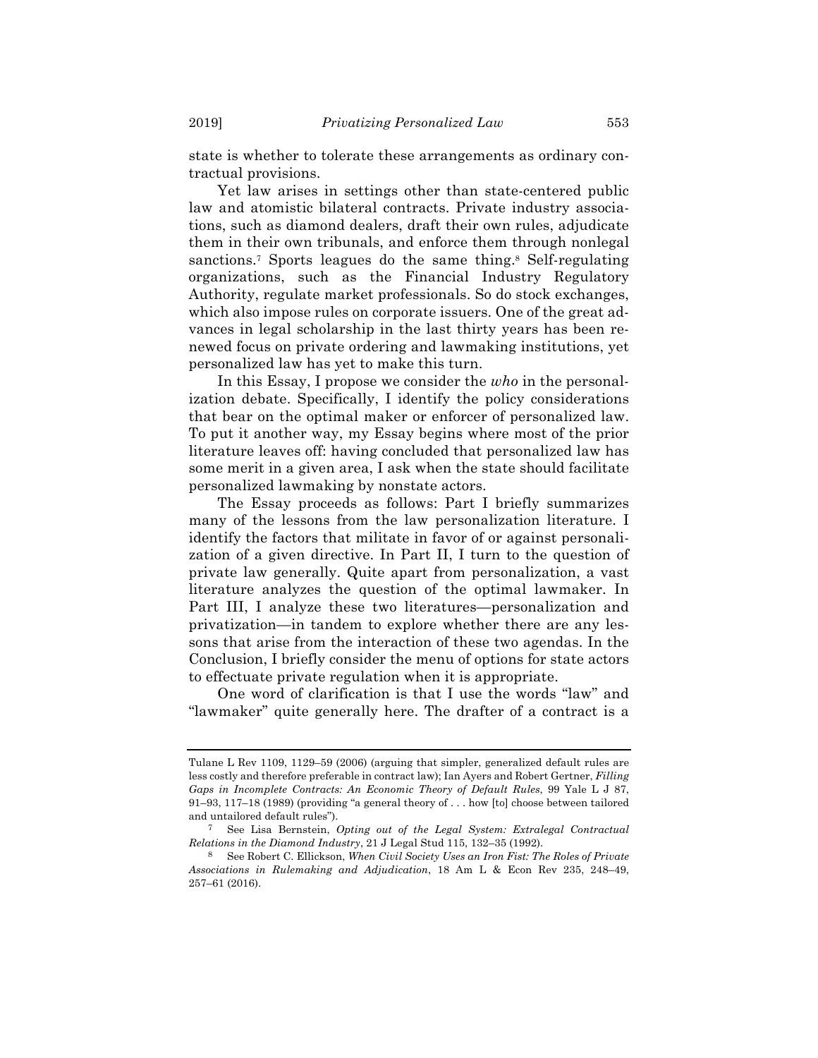state is whether to tolerate these arrangements as ordinary contractual provisions.

Yet law arises in settings other than state-centered public law and atomistic bilateral contracts. Private industry associations, such as diamond dealers, draft their own rules, adjudicate them in their own tribunals, and enforce them through nonlegal sanctions.[7] Sports leagues do the same thing.[8] Self-regulating organizations, such as the Financial Industry Regulatory Authority, regulate market professionals. So do stock exchanges, which also impose rules on corporate issuers. One of the great advances in legal scholarship in the last thirty years has been renewed focus on private ordering and lawmaking institutions, yet personalized law has yet to make this turn.

In this Essay, I propose we consider the *who* in the personalization debate. Specifically, I identify the policy considerations that bear on the optimal maker or enforcer of personalized law. To put it another way, my Essay begins where most of the prior literature leaves off: having concluded that personalized law has some merit in a given area, I ask when the state should facilitate personalized lawmaking by nonstate actors.

The Essay proceeds as follows: Part I briefly summarizes many of the lessons from the law personalization literature. I identify the factors that militate in favor of or against personalization of a given directive. In Part II, I turn to the question of private law generally. Quite apart from personalization, a vast literature analyzes the question of the optimal lawmaker. In Part III, I analyze these two literatures—personalization and privatization—in tandem to explore whether there are any lessons that arise from the interaction of these two agendas. In the Conclusion, I briefly consider the menu of options for state actors to effectuate private regulation when it is appropriate.

One word of clarification is that I use the words "law" and "lawmaker" quite generally here. The drafter of a contract is a

---

Tulane L Rev 1109, 1129–59 (2006) (arguing that simpler, generalized default rules are less costly and therefore preferable in contract law); Ian Ayers and Robert Gertner, *Filling Gaps in Incomplete Contracts: An Economic Theory of Default Rules*, 99 Yale L J 87, 91–93, 117–18 (1989) (providing "a general theory of . . . how [to] choose between tailored and untailored default rules").

[7] See Lisa Bernstein, *Opting out of the Legal System: Extralegal Contractual Relations in the Diamond Industry*, 21 J Legal Stud 115, 132–35 (1992).

[8] See Robert C. Ellickson, *When Civil Society Uses an Iron Fist: The Roles of Private Associations in Rulemaking and Adjudication*, 18 Am L & Econ Rev 235, 248–49, 257–61 (2016).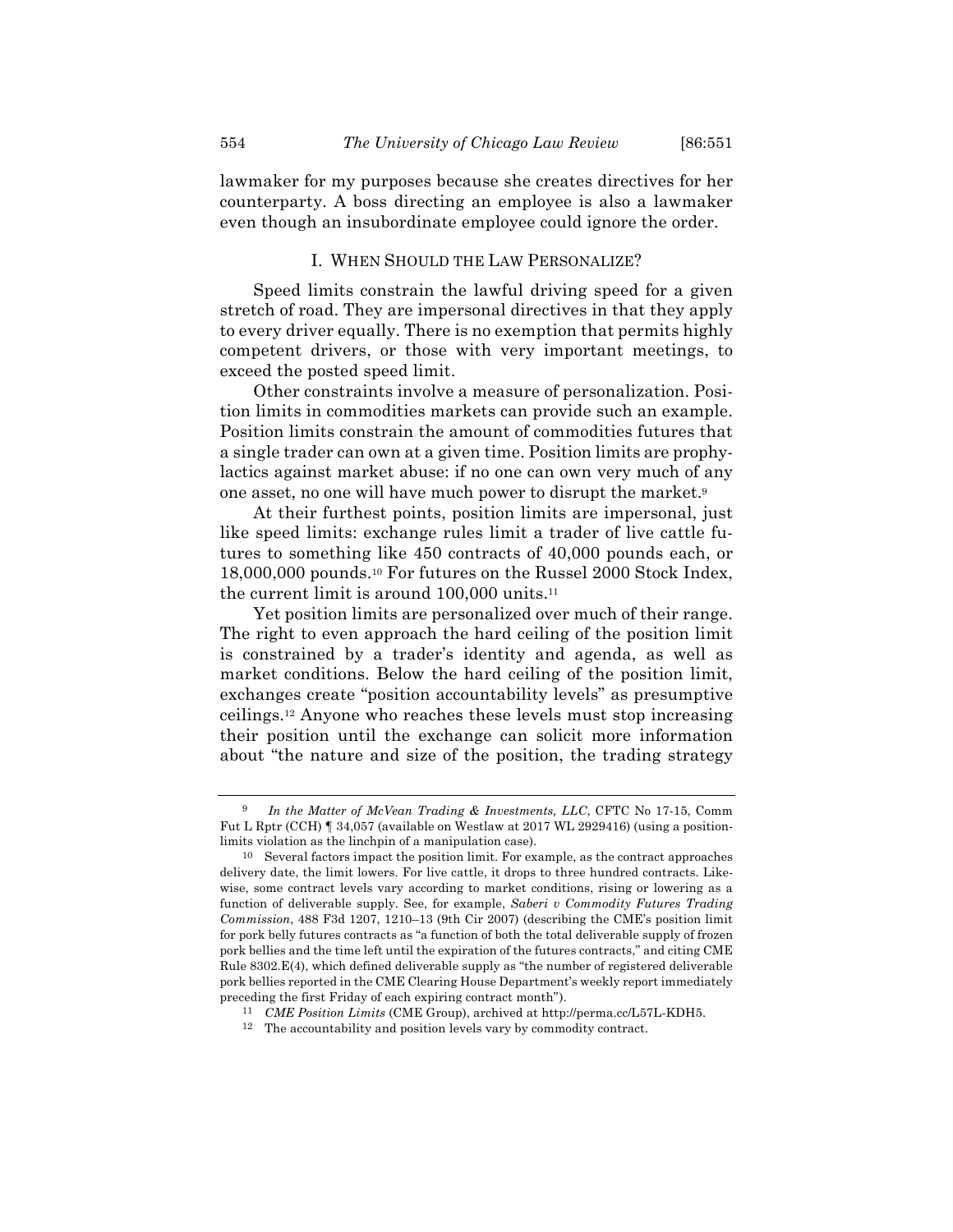lawmaker for my purposes because she creates directives for her counterparty. A boss directing an employee is also a lawmaker even though an insubordinate employee could ignore the order.

## I. When Should the Law Personalize?

Speed limits constrain the lawful driving speed for a given stretch of road. They are impersonal directives in that they apply to every driver equally. There is no exemption that permits highly competent drivers, or those with very important meetings, to exceed the posted speed limit.

Other constraints involve a measure of personalization. Position limits in commodities markets can provide such an example. Position limits constrain the amount of commodities futures that a single trader can own at a given time. Position limits are prophylactics against market abuse: if no one can own very much of any one asset, no one will have much power to disrupt the market.[9]

At their furthest points, position limits are impersonal, just like speed limits: exchange rules limit a trader of live cattle futures to something like 450 contracts of 40,000 pounds each, or 18,000,000 pounds.[10] For futures on the Russel 2000 Stock Index, the current limit is around 100,000 units.[11]

Yet position limits are personalized over much of their range. The right to even approach the hard ceiling of the position limit is constrained by a trader's identity and agenda, as well as market conditions. Below the hard ceiling of the position limit, exchanges create "position accountability levels" as presumptive ceilings.[12] Anyone who reaches these levels must stop increasing their position until the exchange can solicit more information about "the nature and size of the position, the trading strategy

---

[9] *In the Matter of McVean Trading & Investments, LLC*, CFTC No 17-15, Comm Fut L Rptr (CCH) ¶ 34,057 (available on Westlaw at 2017 WL 2929416) (using a position-limits violation as the linchpin of a manipulation case).

[10] Several factors impact the position limit. For example, as the contract approaches delivery date, the limit lowers. For live cattle, it drops to three hundred contracts. Likewise, some contract levels vary according to market conditions, rising or lowering as a function of deliverable supply. See, for example, *Saberi v Commodity Futures Trading Commission*, 488 F3d 1207, 1210–13 (9th Cir 2007) (describing the CME's position limit for pork belly futures contracts as "a function of both the total deliverable supply of frozen pork bellies and the time left until the expiration of the futures contracts," and citing CME Rule 8302.E(4), which defined deliverable supply as "the number of registered deliverable pork bellies reported in the CME Clearing House Department's weekly report immediately preceding the first Friday of each expiring contract month").

[11] *CME Position Limits* (CME Group), archived at http://perma.cc/L57L-KDH5.

[12] The accountability and position levels vary by commodity contract.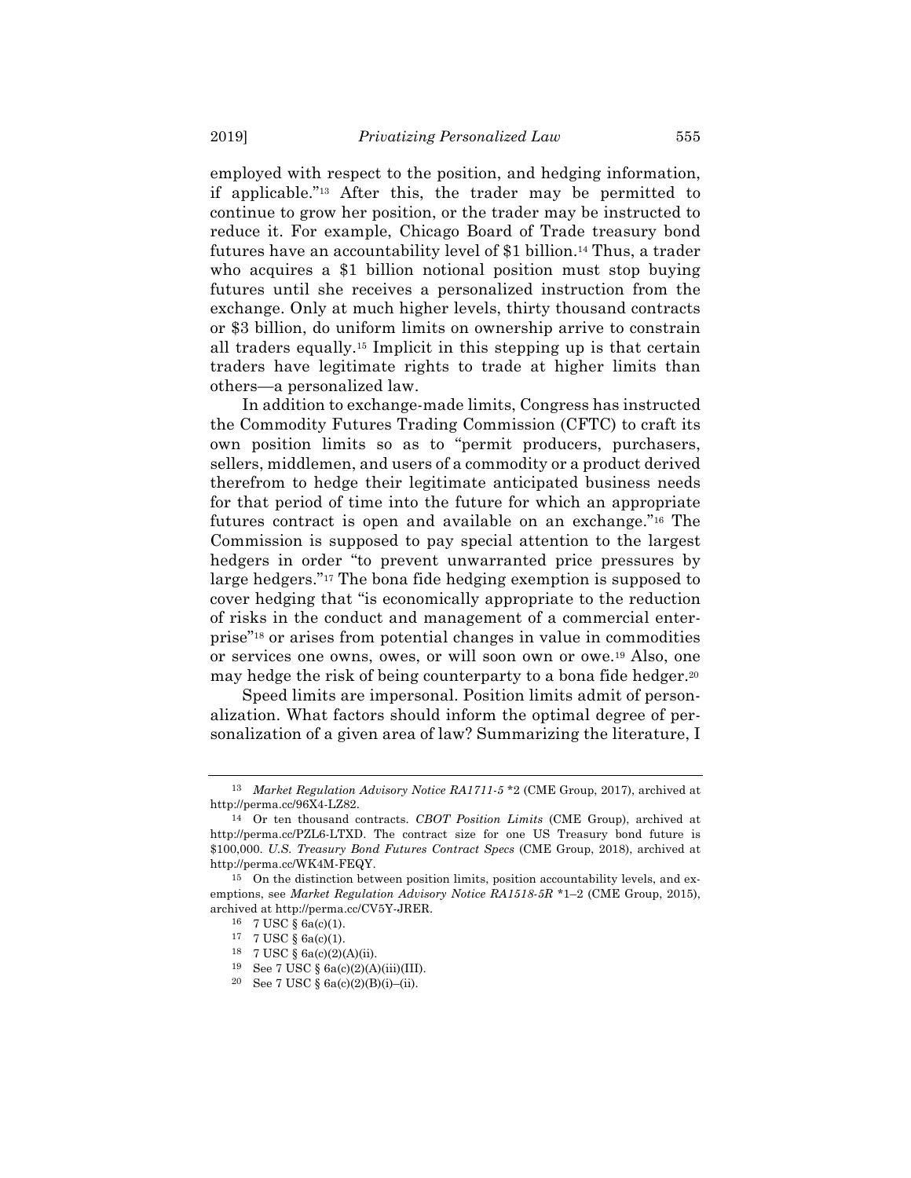employed with respect to the position, and hedging information, if applicable."[13] After this, the trader may be permitted to continue to grow her position, or the trader may be instructed to reduce it. For example, Chicago Board of Trade treasury bond futures have an accountability level of $1 billion.[14] Thus, a trader who acquires a $1 billion notional position must stop buying futures until she receives a personalized instruction from the exchange. Only at much higher levels, thirty thousand contracts or $3 billion, do uniform limits on ownership arrive to constrain all traders equally.[15] Implicit in this stepping up is that certain traders have legitimate rights to trade at higher limits than others—a personalized law.

In addition to exchange-made limits, Congress has instructed the Commodity Futures Trading Commission (CFTC) to craft its own position limits so as to "permit producers, purchasers, sellers, middlemen, and users of a commodity or a product derived therefrom to hedge their legitimate anticipated business needs for that period of time into the future for which an appropriate futures contract is open and available on an exchange."[16] The Commission is supposed to pay special attention to the largest hedgers in order "to prevent unwarranted price pressures by large hedgers."[17] The bona fide hedging exemption is supposed to cover hedging that "is economically appropriate to the reduction of risks in the conduct and management of a commercial enterprise"[18] or arises from potential changes in value in commodities or services one owns, owes, or will soon own or owe.[19] Also, one may hedge the risk of being counterparty to a bona fide hedger.[20]

Speed limits are impersonal. Position limits admit of personalization. What factors should inform the optimal degree of personalization of a given area of law? Summarizing the literature, I

---

[13] *Market Regulation Advisory Notice RA1711-5* *2 (CME Group, 2017), archived at http://perma.cc/96X4-LZ82.

[14] Or ten thousand contracts. *CBOT Position Limits* (CME Group), archived at http://perma.cc/PZL6-LTXD. The contract size for one US Treasury bond future is $100,000. *U.S. Treasury Bond Futures Contract Specs* (CME Group, 2018), archived at http://perma.cc/WK4M-FEQY.

[15] On the distinction between position limits, position accountability levels, and exemptions, see *Market Regulation Advisory Notice RA1518-5R* *1–2 (CME Group, 2015), archived at http://perma.cc/CV5Y-JRER.

[16] 7 USC § 6a(c)(1).

[17] 7 USC § 6a(c)(1).

[18] 7 USC § 6a(c)(2)(A)(ii).

[19] See 7 USC § 6a(c)(2)(A)(iii)(III).

[20] See 7 USC § 6a(c)(2)(B)(i)–(ii).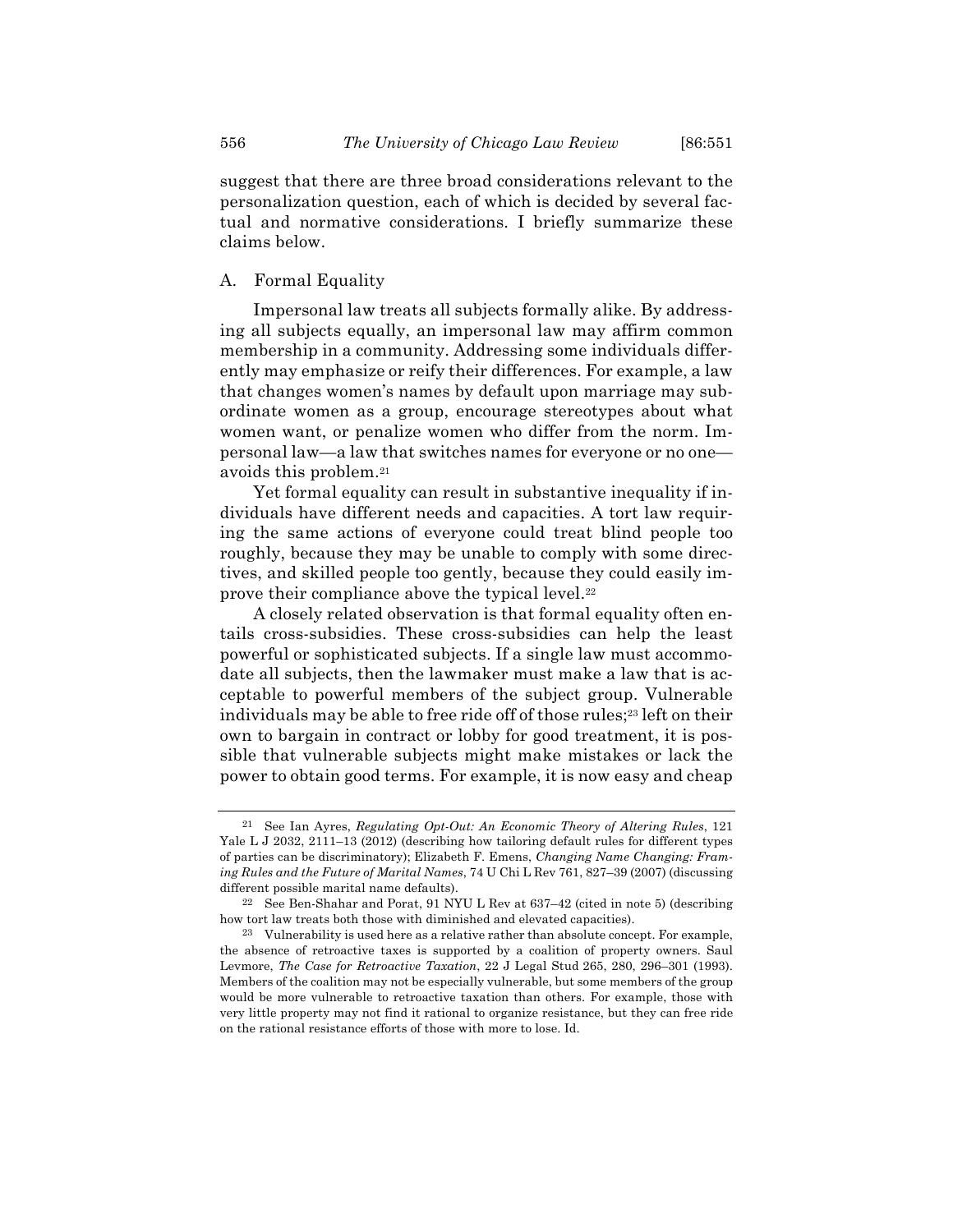suggest that there are three broad considerations relevant to the personalization question, each of which is decided by several factual and normative considerations. I briefly summarize these claims below.

### A. Formal Equality

Impersonal law treats all subjects formally alike. By addressing all subjects equally, an impersonal law may affirm common membership in a community. Addressing some individuals differently may emphasize or reify their differences. For example, a law that changes women's names by default upon marriage may subordinate women as a group, encourage stereotypes about what women want, or penalize women who differ from the norm. Impersonal law—a law that switches names for everyone or no one—avoids this problem.[21]

Yet formal equality can result in substantive inequality if individuals have different needs and capacities. A tort law requiring the same actions of everyone could treat blind people too roughly, because they may be unable to comply with some directives, and skilled people too gently, because they could easily improve their compliance above the typical level.[22]

A closely related observation is that formal equality often entails cross-subsidies. These cross-subsidies can help the least powerful or sophisticated subjects. If a single law must accommodate all subjects, then the lawmaker must make a law that is acceptable to powerful members of the subject group. Vulnerable individuals may be able to free ride off of those rules;[23] left on their own to bargain in contract or lobby for good treatment, it is possible that vulnerable subjects might make mistakes or lack the power to obtain good terms. For example, it is now easy and cheap

---

[21] See Ian Ayres, *Regulating Opt-Out: An Economic Theory of Altering Rules*, 121 Yale L J 2032, 2111–13 (2012) (describing how tailoring default rules for different types of parties can be discriminatory); Elizabeth F. Emens, *Changing Name Changing: Framing Rules and the Future of Marital Names*, 74 U Chi L Rev 761, 827–39 (2007) (discussing different possible marital name defaults).

[22] See Ben-Shahar and Porat, 91 NYU L Rev at 637–42 (cited in note 5) (describing how tort law treats both those with diminished and elevated capacities).

[23] Vulnerability is used here as a relative rather than absolute concept. For example, the absence of retroactive taxes is supported by a coalition of property owners. Saul Levmore, *The Case for Retroactive Taxation*, 22 J Legal Stud 265, 280, 296–301 (1993). Members of the coalition may not be especially vulnerable, but some members of the group would be more vulnerable to retroactive taxation than others. For example, those with very little property may not find it rational to organize resistance, but they can free ride on the rational resistance efforts of those with more to lose. Id.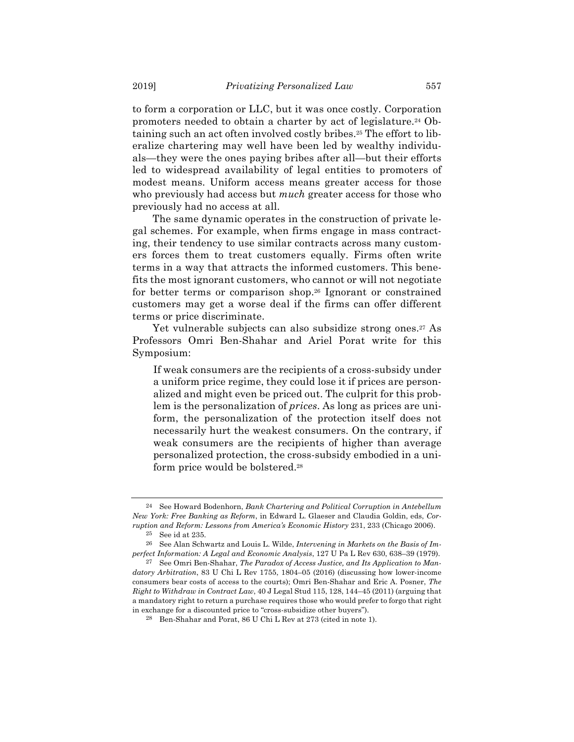to form a corporation or LLC, but it was once costly. Corporation promoters needed to obtain a charter by act of legislature.[24] Obtaining such an act often involved costly bribes.[25] The effort to liberalize chartering may well have been led by wealthy individuals—they were the ones paying bribes after all—but their efforts led to widespread availability of legal entities to promoters of modest means. Uniform access means greater access for those who previously had access but *much* greater access for those who previously had no access at all.

The same dynamic operates in the construction of private legal schemes. For example, when firms engage in mass contracting, their tendency to use similar contracts across many customers forces them to treat customers equally. Firms often write terms in a way that attracts the informed customers. This benefits the most ignorant customers, who cannot or will not negotiate for better terms or comparison shop.[26] Ignorant or constrained customers may get a worse deal if the firms can offer different terms or price discriminate.

Yet vulnerable subjects can also subsidize strong ones.[27] As Professors Omri Ben-Shahar and Ariel Porat write for this Symposium:

> If weak consumers are the recipients of a cross-subsidy under a uniform price regime, they could lose it if prices are personalized and might even be priced out. The culprit for this problem is the personalization of *prices*. As long as prices are uniform, the personalization of the protection itself does not necessarily hurt the weakest consumers. On the contrary, if weak consumers are the recipients of higher than average personalized protection, the cross-subsidy embodied in a uniform price would be bolstered.[28]

---

[24] See Howard Bodenhorn, *Bank Chartering and Political Corruption in Antebellum New York: Free Banking as Reform*, in Edward L. Glaeser and Claudia Goldin, eds, *Corruption and Reform: Lessons from America's Economic History* 231, 233 (Chicago 2006).

[25] See id at 235.

[26] See Alan Schwartz and Louis L. Wilde, *Intervening in Markets on the Basis of Imperfect Information: A Legal and Economic Analysis*, 127 U Pa L Rev 630, 638–39 (1979).

[27] See Omri Ben-Shahar, *The Paradox of Access Justice, and Its Application to Mandatory Arbitration*, 83 U Chi L Rev 1755, 1804–05 (2016) (discussing how lower-income consumers bear costs of access to the courts); Omri Ben-Shahar and Eric A. Posner, *The Right to Withdraw in Contract Law*, 40 J Legal Stud 115, 128, 144–45 (2011) (arguing that a mandatory right to return a purchase requires those who would prefer to forgo that right in exchange for a discounted price to "cross-subsidize other buyers").

[28] Ben-Shahar and Porat, 86 U Chi L Rev at 273 (cited in note 1).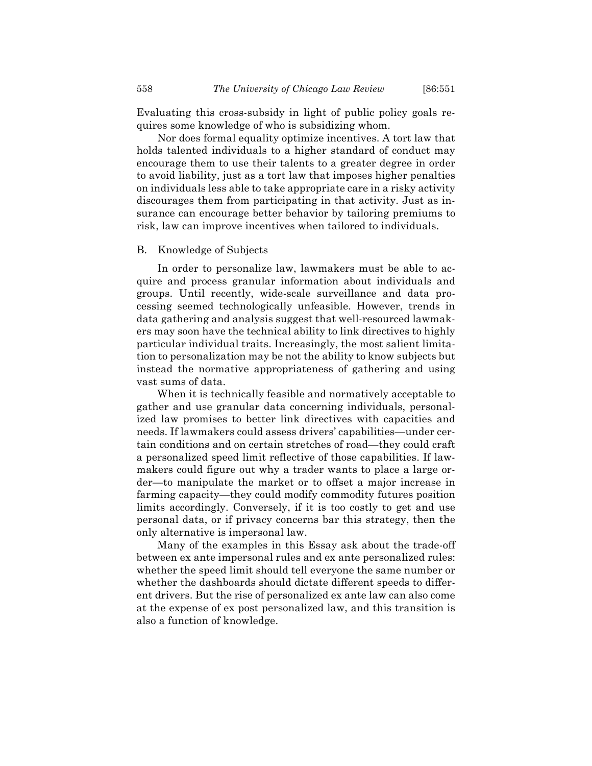Evaluating this cross-subsidy in light of public policy goals requires some knowledge of who is subsidizing whom.

Nor does formal equality optimize incentives. A tort law that holds talented individuals to a higher standard of conduct may encourage them to use their talents to a greater degree in order to avoid liability, just as a tort law that imposes higher penalties on individuals less able to take appropriate care in a risky activity discourages them from participating in that activity. Just as insurance can encourage better behavior by tailoring premiums to risk, law can improve incentives when tailored to individuals.

## B. Knowledge of Subjects

In order to personalize law, lawmakers must be able to acquire and process granular information about individuals and groups. Until recently, wide-scale surveillance and data processing seemed technologically unfeasible. However, trends in data gathering and analysis suggest that well-resourced lawmakers may soon have the technical ability to link directives to highly particular individual traits. Increasingly, the most salient limitation to personalization may be not the ability to know subjects but instead the normative appropriateness of gathering and using vast sums of data.

When it is technically feasible and normatively acceptable to gather and use granular data concerning individuals, personalized law promises to better link directives with capacities and needs. If lawmakers could assess drivers' capabilities—under certain conditions and on certain stretches of road—they could craft a personalized speed limit reflective of those capabilities. If lawmakers could figure out why a trader wants to place a large order—to manipulate the market or to offset a major increase in farming capacity—they could modify commodity futures position limits accordingly. Conversely, if it is too costly to get and use personal data, or if privacy concerns bar this strategy, then the only alternative is impersonal law.

Many of the examples in this Essay ask about the trade-off between ex ante impersonal rules and ex ante personalized rules: whether the speed limit should tell everyone the same number or whether the dashboards should dictate different speeds to different drivers. But the rise of personalized ex ante law can also come at the expense of ex post personalized law, and this transition is also a function of knowledge.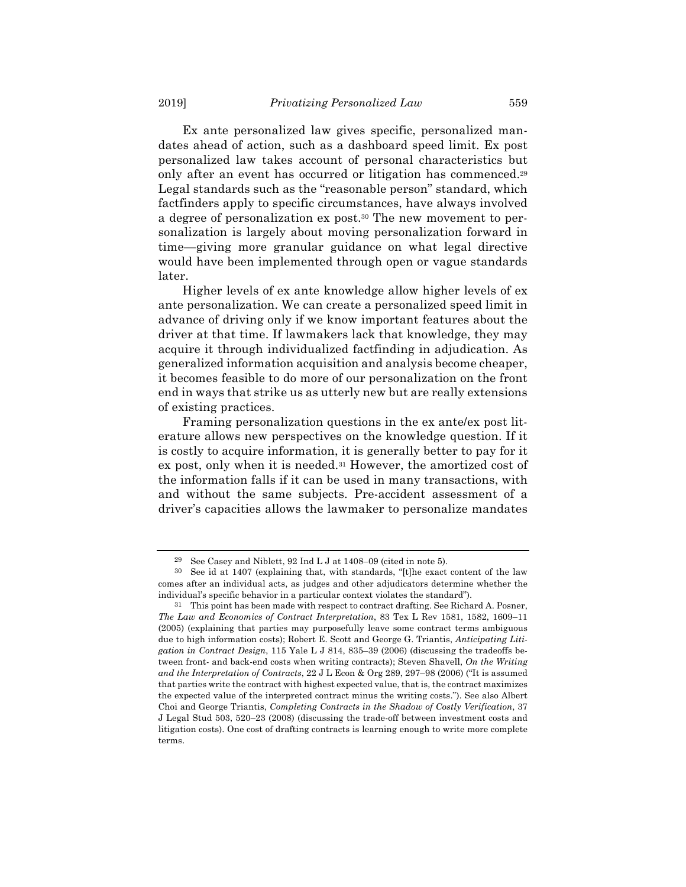Ex ante personalized law gives specific, personalized mandates ahead of action, such as a dashboard speed limit. Ex post personalized law takes account of personal characteristics but only after an event has occurred or litigation has commenced.[29] Legal standards such as the "reasonable person" standard, which factfinders apply to specific circumstances, have always involved a degree of personalization ex post.[30] The new movement to personalization is largely about moving personalization forward in time—giving more granular guidance on what legal directive would have been implemented through open or vague standards later.

Higher levels of ex ante knowledge allow higher levels of ex ante personalization. We can create a personalized speed limit in advance of driving only if we know important features about the driver at that time. If lawmakers lack that knowledge, they may acquire it through individualized factfinding in adjudication. As generalized information acquisition and analysis become cheaper, it becomes feasible to do more of our personalization on the front end in ways that strike us as utterly new but are really extensions of existing practices.

Framing personalization questions in the ex ante/ex post literature allows new perspectives on the knowledge question. If it is costly to acquire information, it is generally better to pay for it ex post, only when it is needed.[31] However, the amortized cost of the information falls if it can be used in many transactions, with and without the same subjects. Pre-accident assessment of a driver's capacities allows the lawmaker to personalize mandates

---

[29] See Casey and Niblett, 92 Ind L J at 1408–09 (cited in note 5).

[30] See id at 1407 (explaining that, with standards, "[t]he exact content of the law comes after an individual acts, as judges and other adjudicators determine whether the individual's specific behavior in a particular context violates the standard").

[31] This point has been made with respect to contract drafting. See Richard A. Posner, *The Law and Economics of Contract Interpretation*, 83 Tex L Rev 1581, 1582, 1609–11 (2005) (explaining that parties may purposefully leave some contract terms ambiguous due to high information costs); Robert E. Scott and George G. Triantis, *Anticipating Litigation in Contract Design*, 115 Yale L J 814, 835–39 (2006) (discussing the tradeoffs between front- and back-end costs when writing contracts); Steven Shavell, *On the Writing and the Interpretation of Contracts*, 22 J L Econ & Org 289, 297–98 (2006) ("It is assumed that parties write the contract with highest expected value, that is, the contract maximizes the expected value of the interpreted contract minus the writing costs."). See also Albert Choi and George Triantis, *Completing Contracts in the Shadow of Costly Verification*, 37 J Legal Stud 503, 520–23 (2008) (discussing the trade-off between investment costs and litigation costs). One cost of drafting contracts is learning enough to write more complete terms.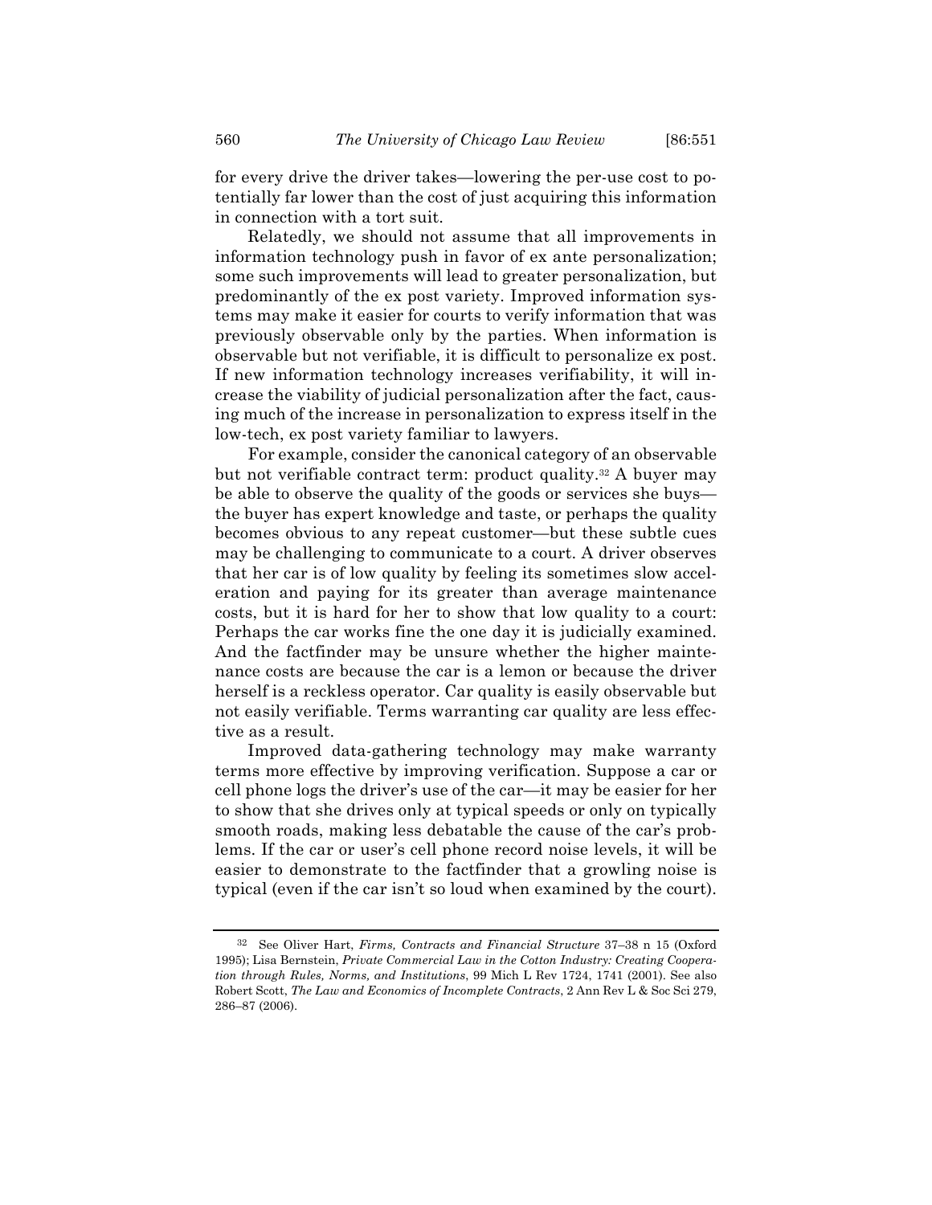for every drive the driver takes—lowering the per-use cost to potentially far lower than the cost of just acquiring this information in connection with a tort suit.

Relatedly, we should not assume that all improvements in information technology push in favor of ex ante personalization; some such improvements will lead to greater personalization, but predominantly of the ex post variety. Improved information systems may make it easier for courts to verify information that was previously observable only by the parties. When information is observable but not verifiable, it is difficult to personalize ex post. If new information technology increases verifiability, it will increase the viability of judicial personalization after the fact, causing much of the increase in personalization to express itself in the low-tech, ex post variety familiar to lawyers.

For example, consider the canonical category of an observable but not verifiable contract term: product quality.[32] A buyer may be able to observe the quality of the goods or services she buys—the buyer has expert knowledge and taste, or perhaps the quality becomes obvious to any repeat customer—but these subtle cues may be challenging to communicate to a court. A driver observes that her car is of low quality by feeling its sometimes slow acceleration and paying for its greater than average maintenance costs, but it is hard for her to show that low quality to a court: Perhaps the car works fine the one day it is judicially examined. And the factfinder may be unsure whether the higher maintenance costs are because the car is a lemon or because the driver herself is a reckless operator. Car quality is easily observable but not easily verifiable. Terms warranting car quality are less effective as a result.

Improved data-gathering technology may make warranty terms more effective by improving verification. Suppose a car or cell phone logs the driver's use of the car—it may be easier for her to show that she drives only at typical speeds or only on typically smooth roads, making less debatable the cause of the car's problems. If the car or user's cell phone record noise levels, it will be easier to demonstrate to the factfinder that a growling noise is typical (even if the car isn't so loud when examined by the court).

[32] See Oliver Hart, *Firms, Contracts and Financial Structure* 37–38 n 15 (Oxford 1995); Lisa Bernstein, *Private Commercial Law in the Cotton Industry: Creating Cooperation through Rules, Norms, and Institutions*, 99 Mich L Rev 1724, 1741 (2001). See also Robert Scott, *The Law and Economics of Incomplete Contracts*, 2 Ann Rev L & Soc Sci 279, 286–87 (2006).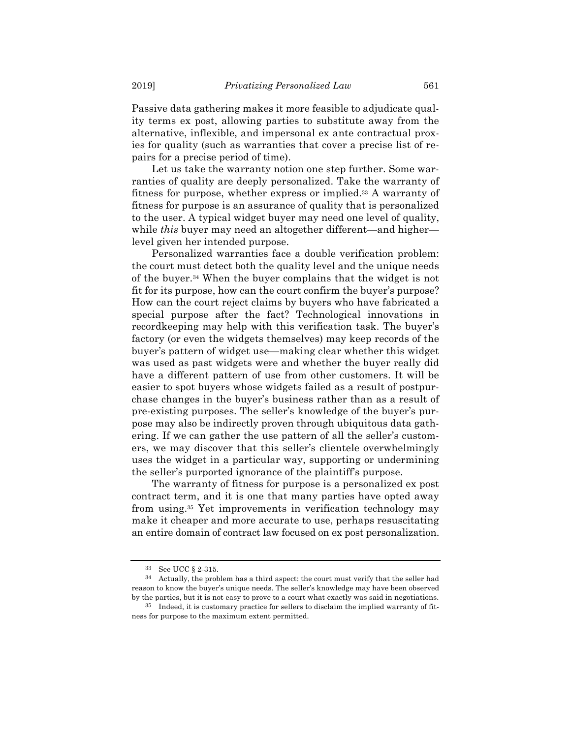Passive data gathering makes it more feasible to adjudicate quality terms ex post, allowing parties to substitute away from the alternative, inflexible, and impersonal ex ante contractual proxies for quality (such as warranties that cover a precise list of repairs for a precise period of time).

Let us take the warranty notion one step further. Some warranties of quality are deeply personalized. Take the warranty of fitness for purpose, whether express or implied.[33] A warranty of fitness for purpose is an assurance of quality that is personalized to the user. A typical widget buyer may need one level of quality, while *this* buyer may need an altogether different—and higher—level given her intended purpose.

Personalized warranties face a double verification problem: the court must detect both the quality level and the unique needs of the buyer.[34] When the buyer complains that the widget is not fit for its purpose, how can the court confirm the buyer's purpose? How can the court reject claims by buyers who have fabricated a special purpose after the fact? Technological innovations in recordkeeping may help with this verification task. The buyer's factory (or even the widgets themselves) may keep records of the buyer's pattern of widget use—making clear whether this widget was used as past widgets were and whether the buyer really did have a different pattern of use from other customers. It will be easier to spot buyers whose widgets failed as a result of postpurchase changes in the buyer's business rather than as a result of pre-existing purposes. The seller's knowledge of the buyer's purpose may also be indirectly proven through ubiquitous data gathering. If we can gather the use pattern of all the seller's customers, we may discover that this seller's clientele overwhelmingly uses the widget in a particular way, supporting or undermining the seller's purported ignorance of the plaintiff's purpose.

The warranty of fitness for purpose is a personalized ex post contract term, and it is one that many parties have opted away from using.[35] Yet improvements in verification technology may make it cheaper and more accurate to use, perhaps resuscitating an entire domain of contract law focused on ex post personalization.

---

[33] See UCC § 2-315.

[34] Actually, the problem has a third aspect: the court must verify that the seller had reason to know the buyer's unique needs. The seller's knowledge may have been observed by the parties, but it is not easy to prove to a court what exactly was said in negotiations.

[35] Indeed, it is customary practice for sellers to disclaim the implied warranty of fitness for purpose to the maximum extent permitted.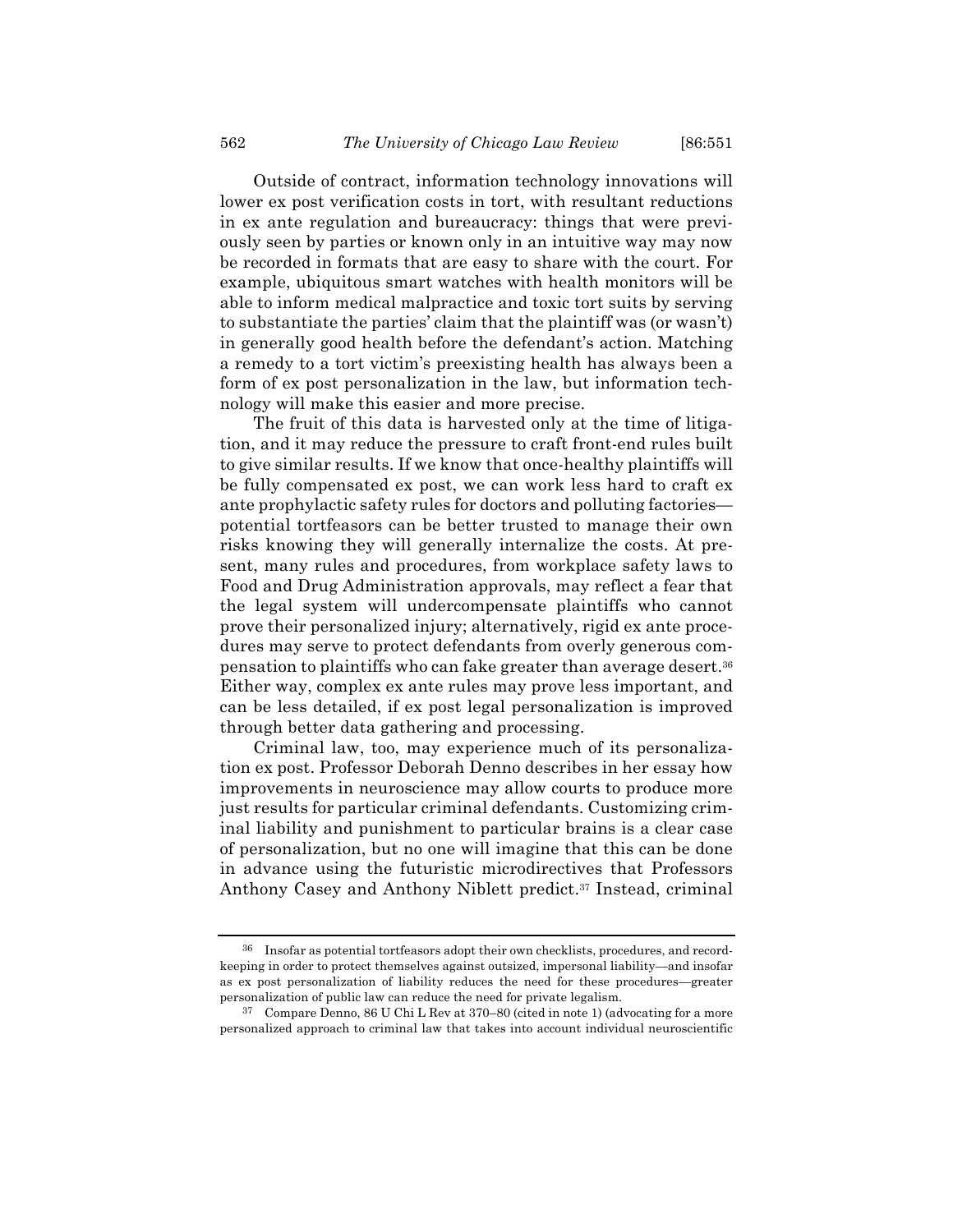Outside of contract, information technology innovations will lower ex post verification costs in tort, with resultant reductions in ex ante regulation and bureaucracy: things that were previously seen by parties or known only in an intuitive way may now be recorded in formats that are easy to share with the court. For example, ubiquitous smart watches with health monitors will be able to inform medical malpractice and toxic tort suits by serving to substantiate the parties' claim that the plaintiff was (or wasn't) in generally good health before the defendant's action. Matching a remedy to a tort victim's preexisting health has always been a form of ex post personalization in the law, but information technology will make this easier and more precise.

The fruit of this data is harvested only at the time of litigation, and it may reduce the pressure to craft front-end rules built to give similar results. If we know that once-healthy plaintiffs will be fully compensated ex post, we can work less hard to craft ex ante prophylactic safety rules for doctors and polluting factories—potential tortfeasors can be better trusted to manage their own risks knowing they will generally internalize the costs. At present, many rules and procedures, from workplace safety laws to Food and Drug Administration approvals, may reflect a fear that the legal system will undercompensate plaintiffs who cannot prove their personalized injury; alternatively, rigid ex ante procedures may serve to protect defendants from overly generous compensation to plaintiffs who can fake greater than average desert.[36] Either way, complex ex ante rules may prove less important, and can be less detailed, if ex post legal personalization is improved through better data gathering and processing.

Criminal law, too, may experience much of its personalization ex post. Professor Deborah Denno describes in her essay how improvements in neuroscience may allow courts to produce more just results for particular criminal defendants. Customizing criminal liability and punishment to particular brains is a clear case of personalization, but no one will imagine that this can be done in advance using the futuristic microdirectives that Professors Anthony Casey and Anthony Niblett predict.[37] Instead, criminal

---

[36] Insofar as potential tortfeasors adopt their own checklists, procedures, and recordkeeping in order to protect themselves against outsized, impersonal liability—and insofar as ex post personalization of liability reduces the need for these procedures—greater personalization of public law can reduce the need for private legalism.

[37] Compare Denno, 86 U Chi L Rev at 370–80 (cited in note 1) (advocating for a more personalized approach to criminal law that takes into account individual neuroscientific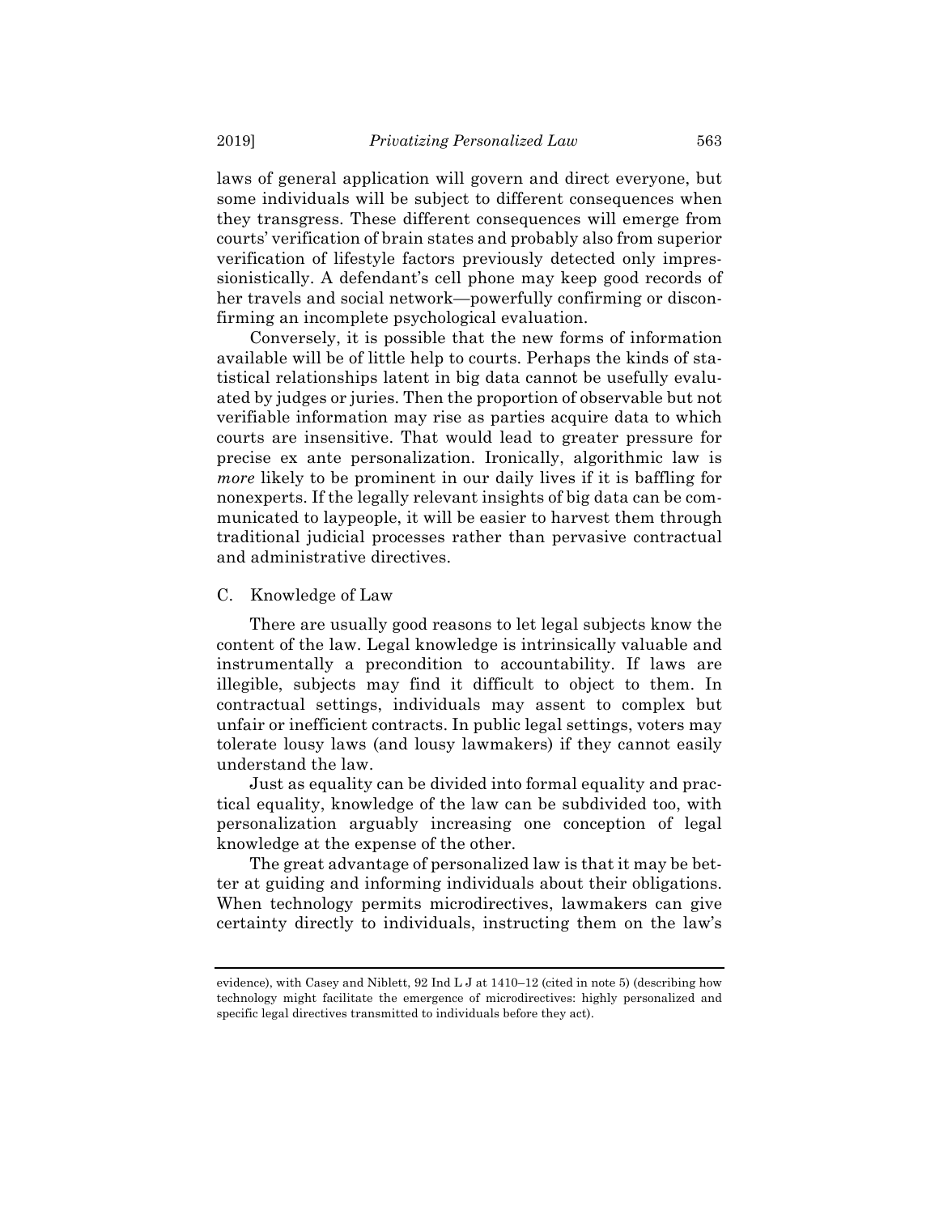laws of general application will govern and direct everyone, but some individuals will be subject to different consequences when they transgress. These different consequences will emerge from courts' verification of brain states and probably also from superior verification of lifestyle factors previously detected only impressionistically. A defendant's cell phone may keep good records of her travels and social network—powerfully confirming or disconfirming an incomplete psychological evaluation.

Conversely, it is possible that the new forms of information available will be of little help to courts. Perhaps the kinds of statistical relationships latent in big data cannot be usefully evaluated by judges or juries. Then the proportion of observable but not verifiable information may rise as parties acquire data to which courts are insensitive. That would lead to greater pressure for precise ex ante personalization. Ironically, algorithmic law is *more* likely to be prominent in our daily lives if it is baffling for nonexperts. If the legally relevant insights of big data can be communicated to laypeople, it will be easier to harvest them through traditional judicial processes rather than pervasive contractual and administrative directives.

### C. Knowledge of Law

There are usually good reasons to let legal subjects know the content of the law. Legal knowledge is intrinsically valuable and instrumentally a precondition to accountability. If laws are illegible, subjects may find it difficult to object to them. In contractual settings, individuals may assent to complex but unfair or inefficient contracts. In public legal settings, voters may tolerate lousy laws (and lousy lawmakers) if they cannot easily understand the law.

Just as equality can be divided into formal equality and practical equality, knowledge of the law can be subdivided too, with personalization arguably increasing one conception of legal knowledge at the expense of the other.

The great advantage of personalized law is that it may be better at guiding and informing individuals about their obligations. When technology permits microdirectives, lawmakers can give certainty directly to individuals, instructing them on the law's

evidence), with Casey and Niblett, 92 Ind L J at 1410–12 (cited in note 5) (describing how technology might facilitate the emergence of microdirectives: highly personalized and specific legal directives transmitted to individuals before they act).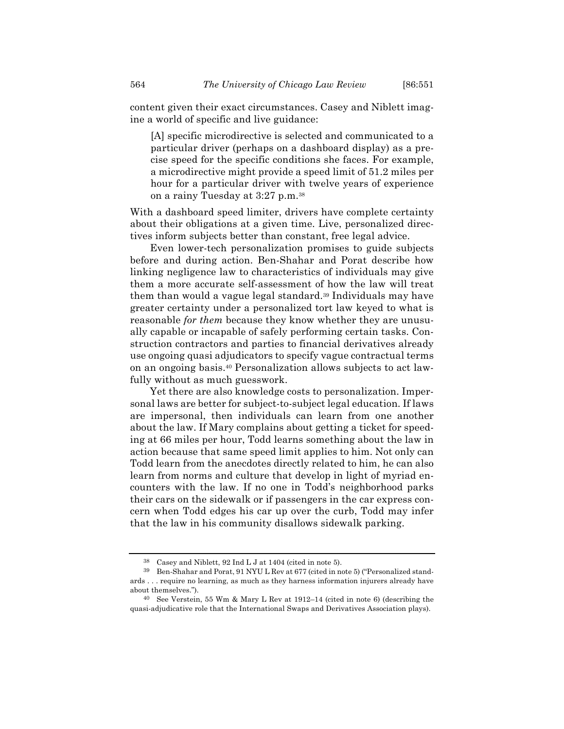content given their exact circumstances. Casey and Niblett imagine a world of specific and live guidance:

> [A] specific microdirective is selected and communicated to a particular driver (perhaps on a dashboard display) as a precise speed for the specific conditions she faces. For example, a microdirective might provide a speed limit of 51.2 miles per hour for a particular driver with twelve years of experience on a rainy Tuesday at 3:27 p.m.[38]

With a dashboard speed limiter, drivers have complete certainty about their obligations at a given time. Live, personalized directives inform subjects better than constant, free legal advice.

Even lower-tech personalization promises to guide subjects before and during action. Ben-Shahar and Porat describe how linking negligence law to characteristics of individuals may give them a more accurate self-assessment of how the law will treat them than would a vague legal standard.[39] Individuals may have greater certainty under a personalized tort law keyed to what is reasonable *for them* because they know whether they are unusually capable or incapable of safely performing certain tasks. Construction contractors and parties to financial derivatives already use ongoing quasi adjudicators to specify vague contractual terms on an ongoing basis.[40] Personalization allows subjects to act lawfully without as much guesswork.

Yet there are also knowledge costs to personalization. Impersonal laws are better for subject-to-subject legal education. If laws are impersonal, then individuals can learn from one another about the law. If Mary complains about getting a ticket for speeding at 66 miles per hour, Todd learns something about the law in action because that same speed limit applies to him. Not only can Todd learn from the anecdotes directly related to him, he can also learn from norms and culture that develop in light of myriad encounters with the law. If no one in Todd's neighborhood parks their cars on the sidewalk or if passengers in the car express concern when Todd edges his car up over the curb, Todd may infer that the law in his community disallows sidewalk parking.

---

[38] Casey and Niblett, 92 Ind L J at 1404 (cited in note 5).

[39] Ben-Shahar and Porat, 91 NYU L Rev at 677 (cited in note 5) ("Personalized standards . . . require no learning, as much as they harness information injurers already have about themselves.").

[40] See Verstein, 55 Wm & Mary L Rev at 1912–14 (cited in note 6) (describing the quasi-adjudicative role that the International Swaps and Derivatives Association plays).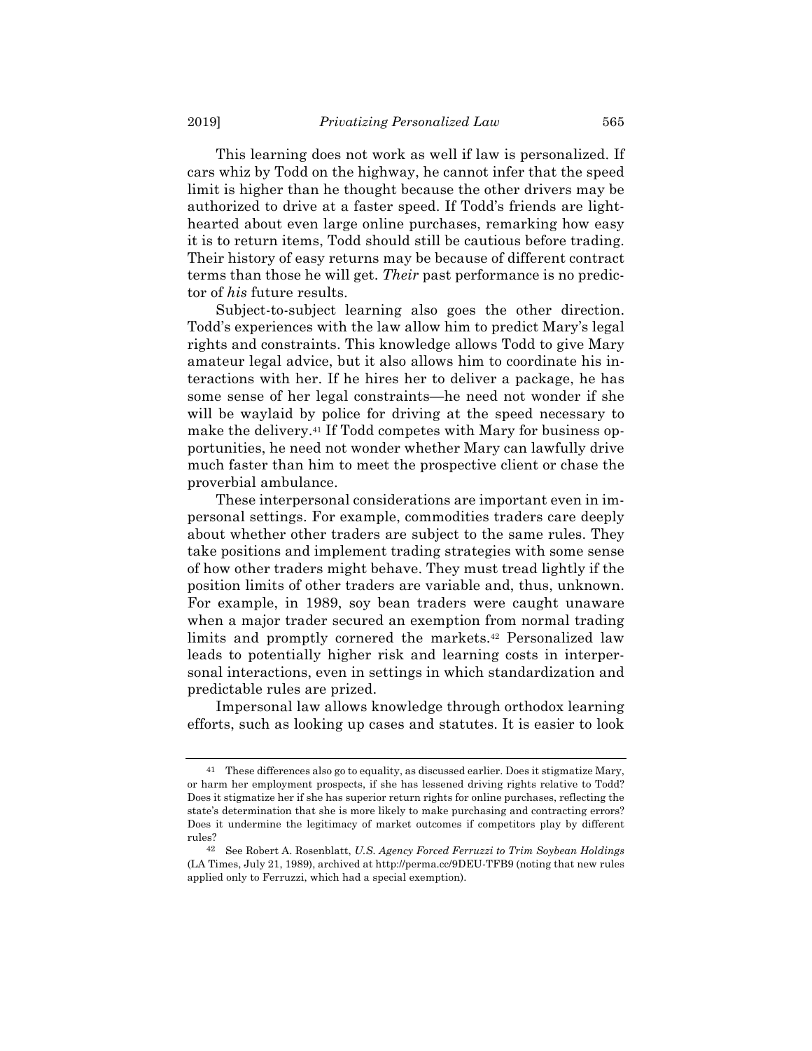This learning does not work as well if law is personalized. If cars whiz by Todd on the highway, he cannot infer that the speed limit is higher than he thought because the other drivers may be authorized to drive at a faster speed. If Todd's friends are lighthearted about even large online purchases, remarking how easy it is to return items, Todd should still be cautious before trading. Their history of easy returns may be because of different contract terms than those he will get. *Their* past performance is no predictor of *his* future results.

Subject-to-subject learning also goes the other direction. Todd's experiences with the law allow him to predict Mary's legal rights and constraints. This knowledge allows Todd to give Mary amateur legal advice, but it also allows him to coordinate his interactions with her. If he hires her to deliver a package, he has some sense of her legal constraints—he need not wonder if she will be waylaid by police for driving at the speed necessary to make the delivery.[41] If Todd competes with Mary for business opportunities, he need not wonder whether Mary can lawfully drive much faster than him to meet the prospective client or chase the proverbial ambulance.

These interpersonal considerations are important even in impersonal settings. For example, commodities traders care deeply about whether other traders are subject to the same rules. They take positions and implement trading strategies with some sense of how other traders might behave. They must tread lightly if the position limits of other traders are variable and, thus, unknown. For example, in 1989, soy bean traders were caught unaware when a major trader secured an exemption from normal trading limits and promptly cornered the markets.[42] Personalized law leads to potentially higher risk and learning costs in interpersonal interactions, even in settings in which standardization and predictable rules are prized.

Impersonal law allows knowledge through orthodox learning efforts, such as looking up cases and statutes. It is easier to look

---

[41] These differences also go to equality, as discussed earlier. Does it stigmatize Mary, or harm her employment prospects, if she has lessened driving rights relative to Todd? Does it stigmatize her if she has superior return rights for online purchases, reflecting the state's determination that she is more likely to make purchasing and contracting errors? Does it undermine the legitimacy of market outcomes if competitors play by different rules?

[42] See Robert A. Rosenblatt, *U.S. Agency Forced Ferruzzi to Trim Soybean Holdings* (LA Times, July 21, 1989), archived at http://perma.cc/9DEU-TFB9 (noting that new rules applied only to Ferruzzi, which had a special exemption).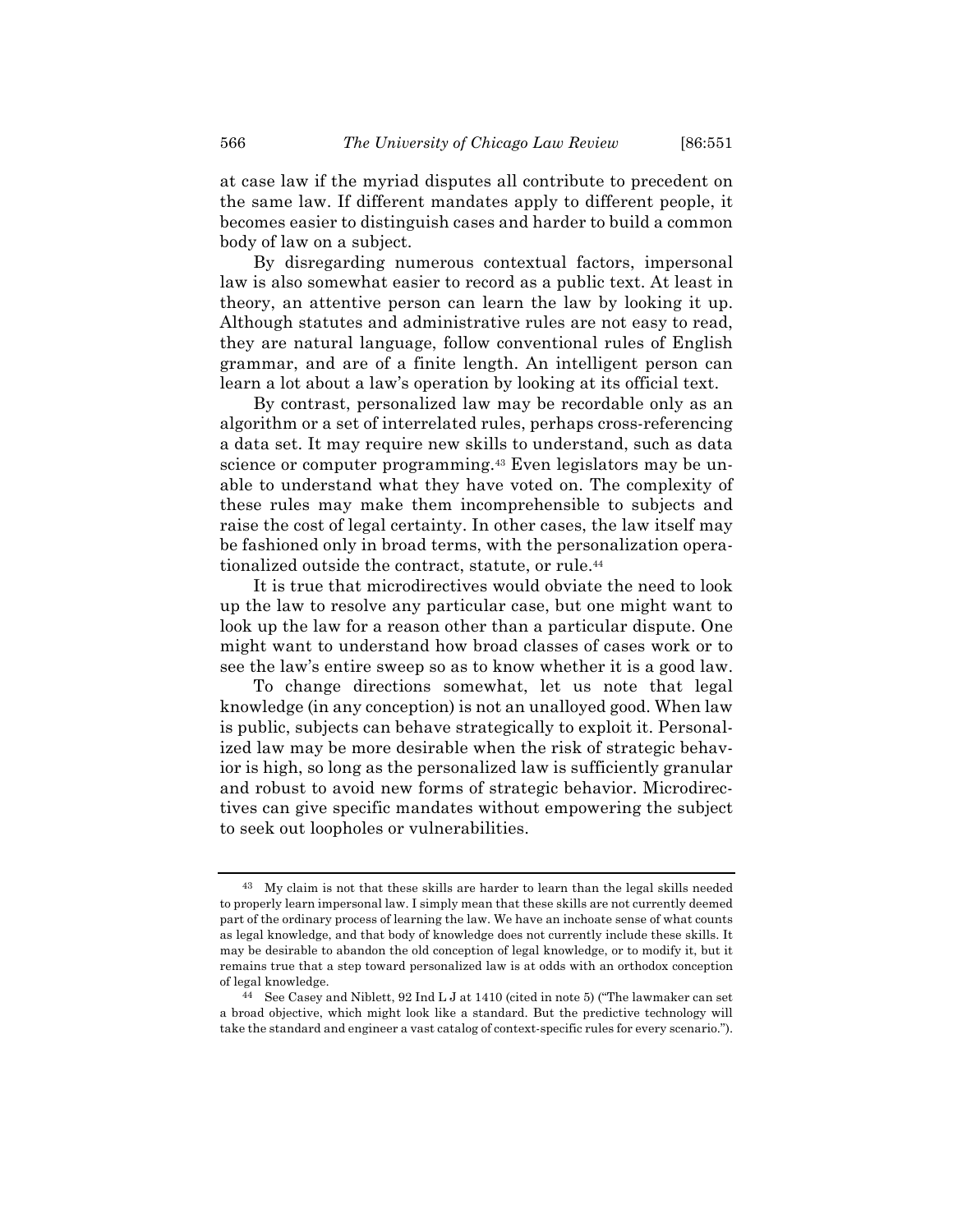at case law if the myriad disputes all contribute to precedent on the same law. If different mandates apply to different people, it becomes easier to distinguish cases and harder to build a common body of law on a subject.

By disregarding numerous contextual factors, impersonal law is also somewhat easier to record as a public text. At least in theory, an attentive person can learn the law by looking it up. Although statutes and administrative rules are not easy to read, they are natural language, follow conventional rules of English grammar, and are of a finite length. An intelligent person can learn a lot about a law's operation by looking at its official text.

By contrast, personalized law may be recordable only as an algorithm or a set of interrelated rules, perhaps cross-referencing a data set. It may require new skills to understand, such as data science or computer programming.[43] Even legislators may be unable to understand what they have voted on. The complexity of these rules may make them incomprehensible to subjects and raise the cost of legal certainty. In other cases, the law itself may be fashioned only in broad terms, with the personalization operationalized outside the contract, statute, or rule.[44]

It is true that microdirectives would obviate the need to look up the law to resolve any particular case, but one might want to look up the law for a reason other than a particular dispute. One might want to understand how broad classes of cases work or to see the law's entire sweep so as to know whether it is a good law.

To change directions somewhat, let us note that legal knowledge (in any conception) is not an unalloyed good. When law is public, subjects can behave strategically to exploit it. Personalized law may be more desirable when the risk of strategic behavior is high, so long as the personalized law is sufficiently granular and robust to avoid new forms of strategic behavior. Microdirectives can give specific mandates without empowering the subject to seek out loopholes or vulnerabilities.

---

[43] My claim is not that these skills are harder to learn than the legal skills needed to properly learn impersonal law. I simply mean that these skills are not currently deemed part of the ordinary process of learning the law. We have an inchoate sense of what counts as legal knowledge, and that body of knowledge does not currently include these skills. It may be desirable to abandon the old conception of legal knowledge, or to modify it, but it remains true that a step toward personalized law is at odds with an orthodox conception of legal knowledge.

[44] See Casey and Niblett, 92 Ind L J at 1410 (cited in note 5) ("The lawmaker can set a broad objective, which might look like a standard. But the predictive technology will take the standard and engineer a vast catalog of context-specific rules for every scenario.").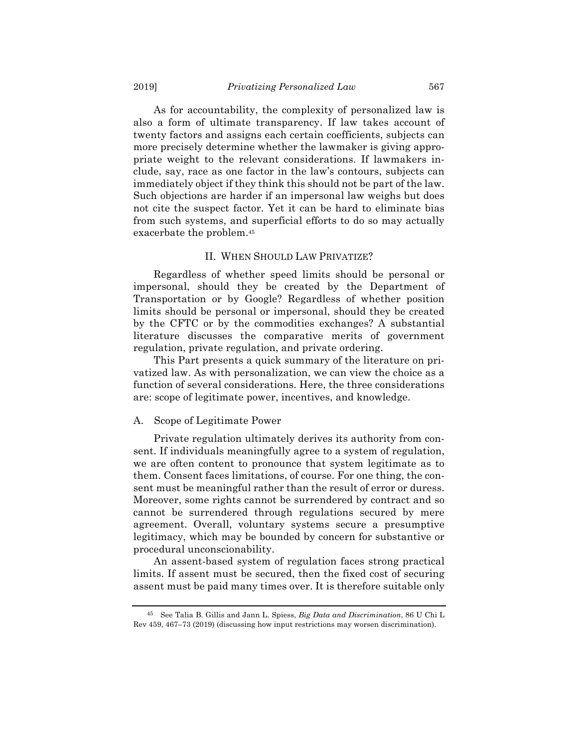As for accountability, the complexity of personalized law is also a form of ultimate transparency. If law takes account of twenty factors and assigns each certain coefficients, subjects can more precisely determine whether the lawmaker is giving appropriate weight to the relevant considerations. If lawmakers include, say, race as one factor in the law's contours, subjects can immediately object if they think this should not be part of the law. Such objections are harder if an impersonal law weighs but does not cite the suspect factor. Yet it can be hard to eliminate bias from such systems, and superficial efforts to do so may actually exacerbate the problem.[45]

## II. When Should Law Privatize?

Regardless of whether speed limits should be personal or impersonal, should they be created by the Department of Transportation or by Google? Regardless of whether position limits should be personal or impersonal, should they be created by the CFTC or by the commodities exchanges? A substantial literature discusses the comparative merits of government regulation, private regulation, and private ordering.

This Part presents a quick summary of the literature on privatized law. As with personalization, we can view the choice as a function of several considerations. Here, the three considerations are: scope of legitimate power, incentives, and knowledge.

### A. Scope of Legitimate Power

Private regulation ultimately derives its authority from consent. If individuals meaningfully agree to a system of regulation, we are often content to pronounce that system legitimate as to them. Consent faces limitations, of course. For one thing, the consent must be meaningful rather than the result of error or duress. Moreover, some rights cannot be surrendered by contract and so cannot be surrendered through regulations secured by mere agreement. Overall, voluntary systems secure a presumptive legitimacy, which may be bounded by concern for substantive or procedural unconscionability.

An assent-based system of regulation faces strong practical limits. If assent must be secured, then the fixed cost of securing assent must be paid many times over. It is therefore suitable only

[45] See Talia B. Gillis and Jann L. Spiess, *Big Data and Discrimination*, 86 U Chi L Rev 459, 467–73 (2019) (discussing how input restrictions may worsen discrimination).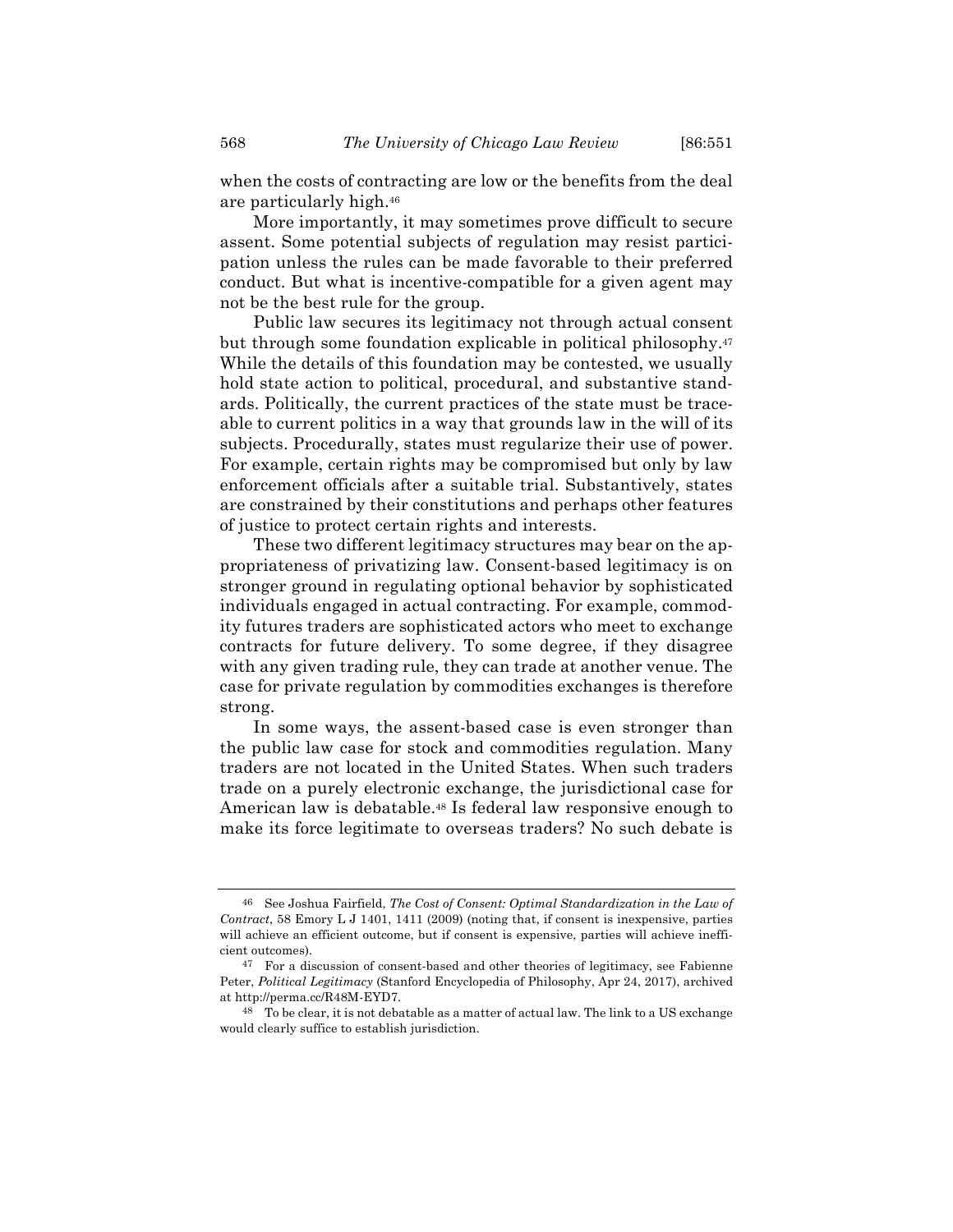when the costs of contracting are low or the benefits from the deal are particularly high.[46]

More importantly, it may sometimes prove difficult to secure assent. Some potential subjects of regulation may resist participation unless the rules can be made favorable to their preferred conduct. But what is incentive-compatible for a given agent may not be the best rule for the group.

Public law secures its legitimacy not through actual consent but through some foundation explicable in political philosophy.[47] While the details of this foundation may be contested, we usually hold state action to political, procedural, and substantive standards. Politically, the current practices of the state must be traceable to current politics in a way that grounds law in the will of its subjects. Procedurally, states must regularize their use of power. For example, certain rights may be compromised but only by law enforcement officials after a suitable trial. Substantively, states are constrained by their constitutions and perhaps other features of justice to protect certain rights and interests.

These two different legitimacy structures may bear on the appropriateness of privatizing law. Consent-based legitimacy is on stronger ground in regulating optional behavior by sophisticated individuals engaged in actual contracting. For example, commodity futures traders are sophisticated actors who meet to exchange contracts for future delivery. To some degree, if they disagree with any given trading rule, they can trade at another venue. The case for private regulation by commodities exchanges is therefore strong.

In some ways, the assent-based case is even stronger than the public law case for stock and commodities regulation. Many traders are not located in the United States. When such traders trade on a purely electronic exchange, the jurisdictional case for American law is debatable.[48] Is federal law responsive enough to make its force legitimate to overseas traders? No such debate is

---

[46] See Joshua Fairfield, *The Cost of Consent: Optimal Standardization in the Law of Contract*, 58 Emory L J 1401, 1411 (2009) (noting that, if consent is inexpensive, parties will achieve an efficient outcome, but if consent is expensive, parties will achieve inefficient outcomes).

[47] For a discussion of consent-based and other theories of legitimacy, see Fabienne Peter, *Political Legitimacy* (Stanford Encyclopedia of Philosophy, Apr 24, 2017), archived at http://perma.cc/R48M-EYD7.

[48] To be clear, it is not debatable as a matter of actual law. The link to a US exchange would clearly suffice to establish jurisdiction.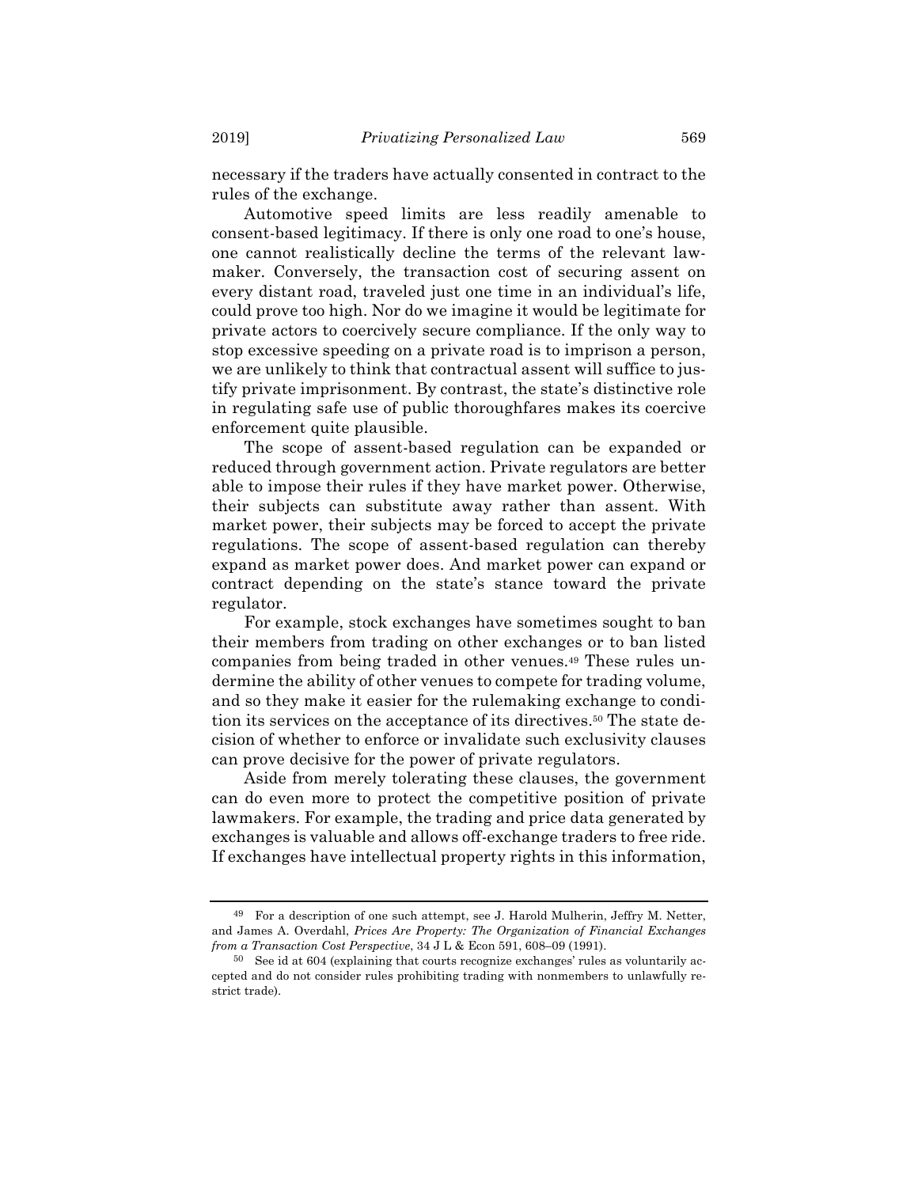necessary if the traders have actually consented in contract to the rules of the exchange.

Automotive speed limits are less readily amenable to consent-based legitimacy. If there is only one road to one's house, one cannot realistically decline the terms of the relevant lawmaker. Conversely, the transaction cost of securing assent on every distant road, traveled just one time in an individual's life, could prove too high. Nor do we imagine it would be legitimate for private actors to coercively secure compliance. If the only way to stop excessive speeding on a private road is to imprison a person, we are unlikely to think that contractual assent will suffice to justify private imprisonment. By contrast, the state's distinctive role in regulating safe use of public thoroughfares makes its coercive enforcement quite plausible.

The scope of assent-based regulation can be expanded or reduced through government action. Private regulators are better able to impose their rules if they have market power. Otherwise, their subjects can substitute away rather than assent. With market power, their subjects may be forced to accept the private regulations. The scope of assent-based regulation can thereby expand as market power does. And market power can expand or contract depending on the state's stance toward the private regulator.

For example, stock exchanges have sometimes sought to ban their members from trading on other exchanges or to ban listed companies from being traded in other venues.[49] These rules undermine the ability of other venues to compete for trading volume, and so they make it easier for the rulemaking exchange to condition its services on the acceptance of its directives.[50] The state decision of whether to enforce or invalidate such exclusivity clauses can prove decisive for the power of private regulators.

Aside from merely tolerating these clauses, the government can do even more to protect the competitive position of private lawmakers. For example, the trading and price data generated by exchanges is valuable and allows off-exchange traders to free ride. If exchanges have intellectual property rights in this information,

---

[49] For a description of one such attempt, see J. Harold Mulherin, Jeffry M. Netter, and James A. Overdahl, *Prices Are Property: The Organization of Financial Exchanges from a Transaction Cost Perspective*, 34 J L & Econ 591, 608–09 (1991).

[50] See id at 604 (explaining that courts recognize exchanges' rules as voluntarily accepted and do not consider rules prohibiting trading with nonmembers to unlawfully restrict trade).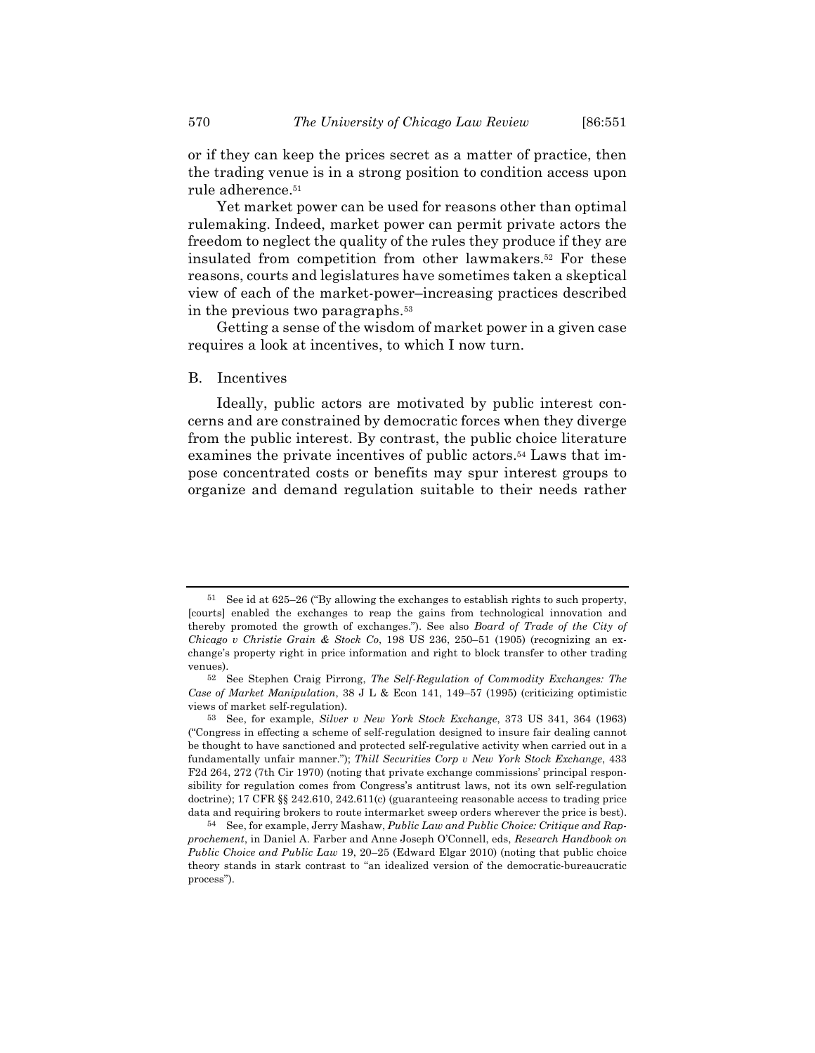or if they can keep the prices secret as a matter of practice, then the trading venue is in a strong position to condition access upon rule adherence.[51]

Yet market power can be used for reasons other than optimal rulemaking. Indeed, market power can permit private actors the freedom to neglect the quality of the rules they produce if they are insulated from competition from other lawmakers.[52] For these reasons, courts and legislatures have sometimes taken a skeptical view of each of the market-power–increasing practices described in the previous two paragraphs.[53]

Getting a sense of the wisdom of market power in a given case requires a look at incentives, to which I now turn.

## B. Incentives

Ideally, public actors are motivated by public interest concerns and are constrained by democratic forces when they diverge from the public interest. By contrast, the public choice literature examines the private incentives of public actors.[54] Laws that impose concentrated costs or benefits may spur interest groups to organize and demand regulation suitable to their needs rather

---

[51] See id at 625–26 ("By allowing the exchanges to establish rights to such property, [courts] enabled the exchanges to reap the gains from technological innovation and thereby promoted the growth of exchanges."). See also *Board of Trade of the City of Chicago v Christie Grain & Stock Co*, 198 US 236, 250–51 (1905) (recognizing an exchange's property right in price information and right to block transfer to other trading venues).

[52] See Stephen Craig Pirrong, *The Self-Regulation of Commodity Exchanges: The Case of Market Manipulation*, 38 J L & Econ 141, 149–57 (1995) (criticizing optimistic views of market self-regulation).

[53] See, for example, *Silver v New York Stock Exchange*, 373 US 341, 364 (1963) ("Congress in effecting a scheme of self-regulation designed to insure fair dealing cannot be thought to have sanctioned and protected self-regulative activity when carried out in a fundamentally unfair manner."); *Thill Securities Corp v New York Stock Exchange*, 433 F2d 264, 272 (7th Cir 1970) (noting that private exchange commissions' principal responsibility for regulation comes from Congress's antitrust laws, not its own self-regulation doctrine); 17 CFR §§ 242.610, 242.611(c) (guaranteeing reasonable access to trading price data and requiring brokers to route intermarket sweep orders wherever the price is best).

[54] See, for example, Jerry Mashaw, *Public Law and Public Choice: Critique and Rapprochement*, in Daniel A. Farber and Anne Joseph O'Connell, eds, *Research Handbook on Public Choice and Public Law* 19, 20–25 (Edward Elgar 2010) (noting that public choice theory stands in stark contrast to "an idealized version of the democratic-bureaucratic process").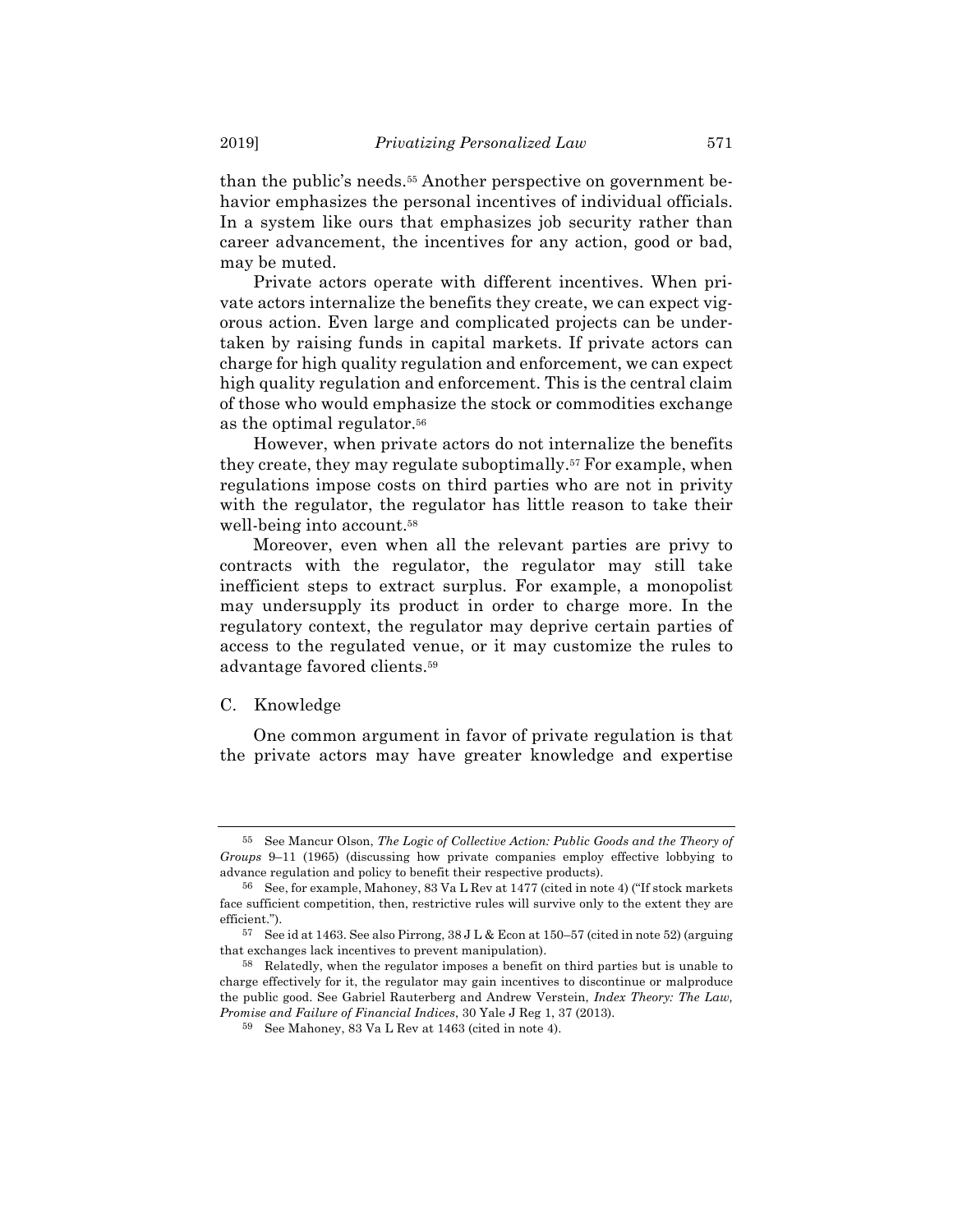than the public's needs.[55] Another perspective on government behavior emphasizes the personal incentives of individual officials. In a system like ours that emphasizes job security rather than career advancement, the incentives for any action, good or bad, may be muted.

Private actors operate with different incentives. When private actors internalize the benefits they create, we can expect vigorous action. Even large and complicated projects can be undertaken by raising funds in capital markets. If private actors can charge for high quality regulation and enforcement, we can expect high quality regulation and enforcement. This is the central claim of those who would emphasize the stock or commodities exchange as the optimal regulator.[56]

However, when private actors do not internalize the benefits they create, they may regulate suboptimally.[57] For example, when regulations impose costs on third parties who are not in privity with the regulator, the regulator has little reason to take their well-being into account.[58]

Moreover, even when all the relevant parties are privy to contracts with the regulator, the regulator may still take inefficient steps to extract surplus. For example, a monopolist may undersupply its product in order to charge more. In the regulatory context, the regulator may deprive certain parties of access to the regulated venue, or it may customize the rules to advantage favored clients.[59]

### C. Knowledge

One common argument in favor of private regulation is that the private actors may have greater knowledge and expertise

---

[55] See Mancur Olson, *The Logic of Collective Action: Public Goods and the Theory of Groups* 9–11 (1965) (discussing how private companies employ effective lobbying to advance regulation and policy to benefit their respective products).

[56] See, for example, Mahoney, 83 Va L Rev at 1477 (cited in note 4) ("If stock markets face sufficient competition, then, restrictive rules will survive only to the extent they are efficient.").

[57] See id at 1463. See also Pirrong, 38 J L & Econ at 150–57 (cited in note 52) (arguing that exchanges lack incentives to prevent manipulation).

[58] Relatedly, when the regulator imposes a benefit on third parties but is unable to charge effectively for it, the regulator may gain incentives to discontinue or malproduce the public good. See Gabriel Rauterberg and Andrew Verstein, *Index Theory: The Law, Promise and Failure of Financial Indices*, 30 Yale J Reg 1, 37 (2013).

[59] See Mahoney, 83 Va L Rev at 1463 (cited in note 4).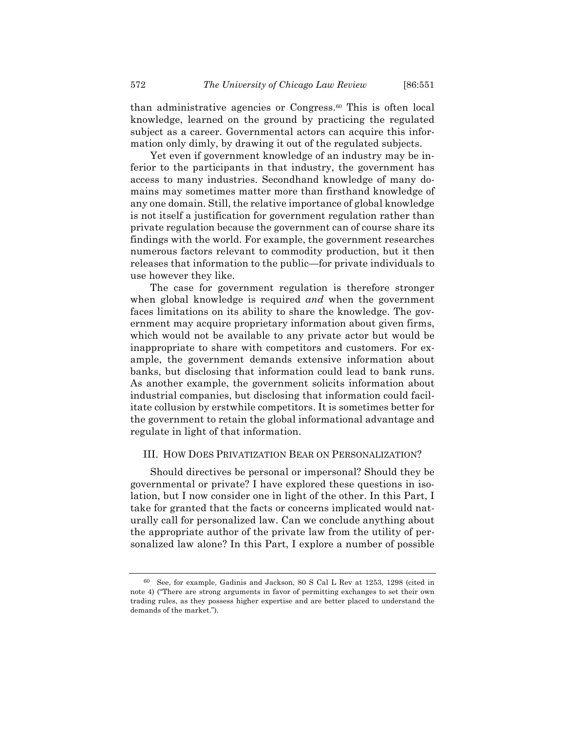than administrative agencies or Congress.[60] This is often local knowledge, learned on the ground by practicing the regulated subject as a career. Governmental actors can acquire this information only dimly, by drawing it out of the regulated subjects.

Yet even if government knowledge of an industry may be inferior to the participants in that industry, the government has access to many industries. Secondhand knowledge of many domains may sometimes matter more than firsthand knowledge of any one domain. Still, the relative importance of global knowledge is not itself a justification for government regulation rather than private regulation because the government can of course share its findings with the world. For example, the government researches numerous factors relevant to commodity production, but it then releases that information to the public—for private individuals to use however they like.

The case for government regulation is therefore stronger when global knowledge is required *and* when the government faces limitations on its ability to share the knowledge. The government may acquire proprietary information about given firms, which would not be available to any private actor but would be inappropriate to share with competitors and customers. For example, the government demands extensive information about banks, but disclosing that information could lead to bank runs. As another example, the government solicits information about industrial companies, but disclosing that information could facilitate collusion by erstwhile competitors. It is sometimes better for the government to retain the global informational advantage and regulate in light of that information.

## III. How Does Privatization Bear on Personalization?

Should directives be personal or impersonal? Should they be governmental or private? I have explored these questions in isolation, but I now consider one in light of the other. In this Part, I take for granted that the facts or concerns implicated would naturally call for personalized law. Can we conclude anything about the appropriate author of the private law from the utility of personalized law alone? In this Part, I explore a number of possible

---

[60] See, for example, Gadinis and Jackson, 80 S Cal L Rev at 1253, 1298 (cited in note 4) ("There are strong arguments in favor of permitting exchanges to set their own trading rules, as they possess higher expertise and are better placed to understand the demands of the market.").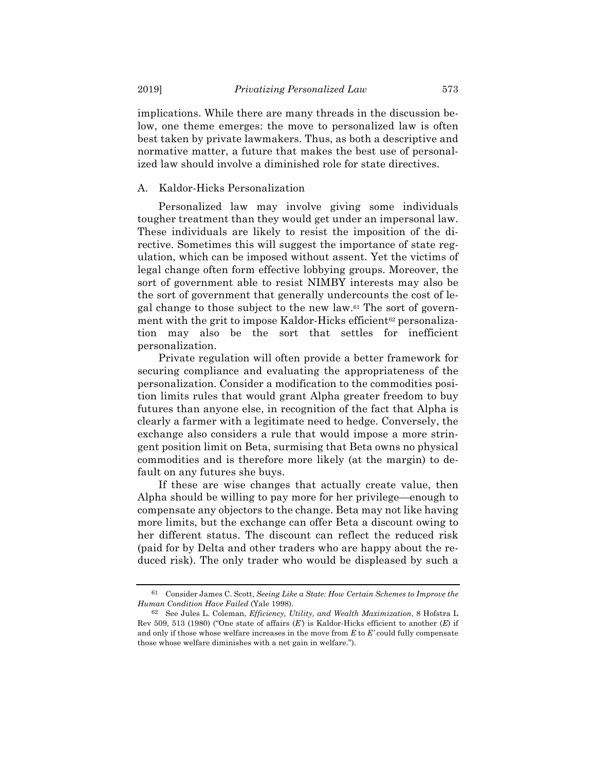implications. While there are many threads in the discussion below, one theme emerges: the move to personalized law is often best taken by private lawmakers. Thus, as both a descriptive and normative matter, a future that makes the best use of personalized law should involve a diminished role for state directives.

### A. Kaldor-Hicks Personalization

Personalized law may involve giving some individuals tougher treatment than they would get under an impersonal law. These individuals are likely to resist the imposition of the directive. Sometimes this will suggest the importance of state regulation, which can be imposed without assent. Yet the victims of legal change often form effective lobbying groups. Moreover, the sort of government able to resist NIMBY interests may also be the sort of government that generally undercounts the cost of legal change to those subject to the new law.[61] The sort of government with the grit to impose Kaldor-Hicks efficient[62] personalization may also be the sort that settles for inefficient personalization.

Private regulation will often provide a better framework for securing compliance and evaluating the appropriateness of the personalization. Consider a modification to the commodities position limits rules that would grant Alpha greater freedom to buy futures than anyone else, in recognition of the fact that Alpha is clearly a farmer with a legitimate need to hedge. Conversely, the exchange also considers a rule that would impose a more stringent position limit on Beta, surmising that Beta owns no physical commodities and is therefore more likely (at the margin) to default on any futures she buys.

If these are wise changes that actually create value, then Alpha should be willing to pay more for her privilege—enough to compensate any objectors to the change. Beta may not like having more limits, but the exchange can offer Beta a discount owing to her different status. The discount can reflect the reduced risk (paid for by Delta and other traders who are happy about the reduced risk). The only trader who would be displeased by such a

---

[61] Consider James C. Scott, *Seeing Like a State: How Certain Schemes to Improve the Human Condition Have Failed* (Yale 1998).

[62] See Jules L. Coleman, *Efficiency, Utility, and Wealth Maximization*, 8 Hofstra L Rev 509, 513 (1980) ("One state of affairs (*E'*) is Kaldor-Hicks efficient to another (*E*) if and only if those whose welfare increases in the move from *E* to *E'* could fully compensate those whose welfare diminishes with a net gain in welfare.").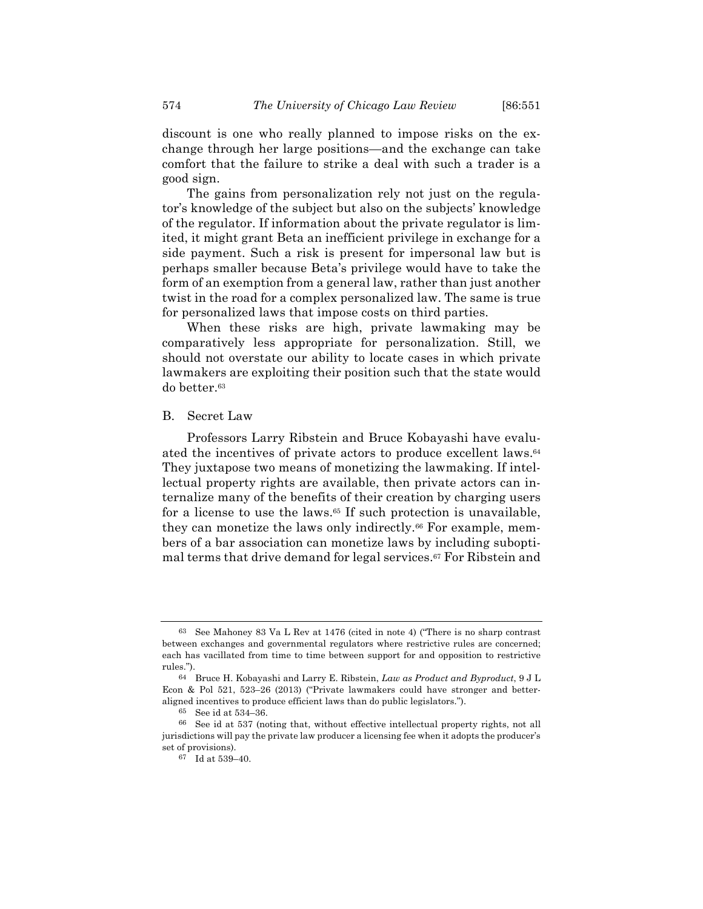discount is one who really planned to impose risks on the exchange through her large positions—and the exchange can take comfort that the failure to strike a deal with such a trader is a good sign.

The gains from personalization rely not just on the regulator's knowledge of the subject but also on the subjects' knowledge of the regulator. If information about the private regulator is limited, it might grant Beta an inefficient privilege in exchange for a side payment. Such a risk is present for impersonal law but is perhaps smaller because Beta's privilege would have to take the form of an exemption from a general law, rather than just another twist in the road for a complex personalized law. The same is true for personalized laws that impose costs on third parties.

When these risks are high, private lawmaking may be comparatively less appropriate for personalization. Still, we should not overstate our ability to locate cases in which private lawmakers are exploiting their position such that the state would do better.[63]

## B. Secret Law

Professors Larry Ribstein and Bruce Kobayashi have evaluated the incentives of private actors to produce excellent laws.[64] They juxtapose two means of monetizing the lawmaking. If intellectual property rights are available, then private actors can internalize many of the benefits of their creation by charging users for a license to use the laws.[65] If such protection is unavailable, they can monetize the laws only indirectly.[66] For example, members of a bar association can monetize laws by including suboptimal terms that drive demand for legal services.[67] For Ribstein and

---

[63] See Mahoney 83 Va L Rev at 1476 (cited in note 4) ("There is no sharp contrast between exchanges and governmental regulators where restrictive rules are concerned; each has vacillated from time to time between support for and opposition to restrictive rules.").

[64] Bruce H. Kobayashi and Larry E. Ribstein, *Law as Product and Byproduct*, 9 J L Econ & Pol 521, 523–26 (2013) ("Private lawmakers could have stronger and better-aligned incentives to produce efficient laws than do public legislators.").

[65] See id at 534–36.

[66] See id at 537 (noting that, without effective intellectual property rights, not all jurisdictions will pay the private law producer a licensing fee when it adopts the producer's set of provisions).

[67] Id at 539–40.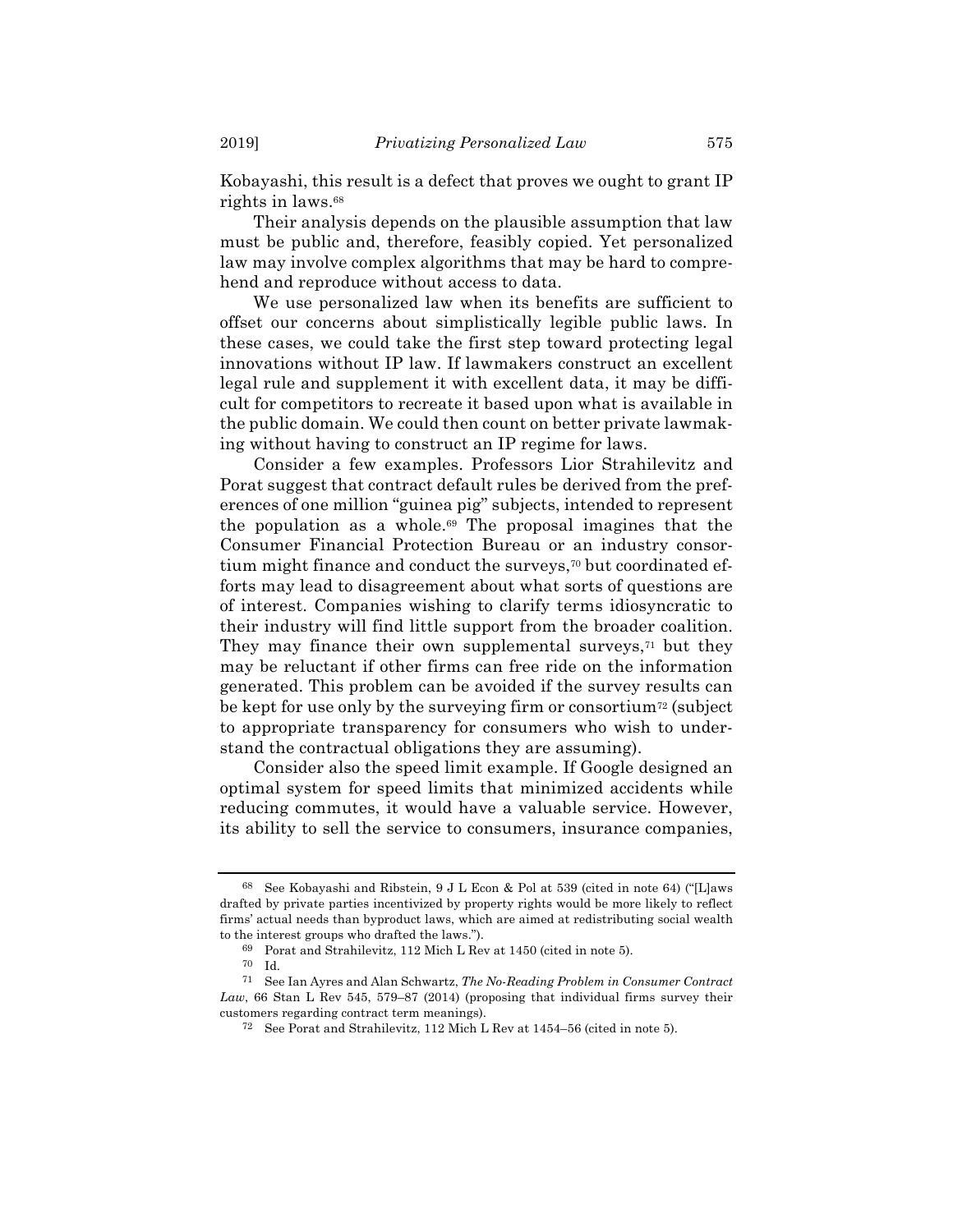Kobayashi, this result is a defect that proves we ought to grant IP rights in laws.[68]

Their analysis depends on the plausible assumption that law must be public and, therefore, feasibly copied. Yet personalized law may involve complex algorithms that may be hard to comprehend and reproduce without access to data.

We use personalized law when its benefits are sufficient to offset our concerns about simplistically legible public laws. In these cases, we could take the first step toward protecting legal innovations without IP law. If lawmakers construct an excellent legal rule and supplement it with excellent data, it may be difficult for competitors to recreate it based upon what is available in the public domain. We could then count on better private lawmaking without having to construct an IP regime for laws.

Consider a few examples. Professors Lior Strahilevitz and Porat suggest that contract default rules be derived from the preferences of one million "guinea pig" subjects, intended to represent the population as a whole.[69] The proposal imagines that the Consumer Financial Protection Bureau or an industry consortium might finance and conduct the surveys,[70] but coordinated efforts may lead to disagreement about what sorts of questions are of interest. Companies wishing to clarify terms idiosyncratic to their industry will find little support from the broader coalition. They may finance their own supplemental surveys,[71] but they may be reluctant if other firms can free ride on the information generated. This problem can be avoided if the survey results can be kept for use only by the surveying firm or consortium[72] (subject to appropriate transparency for consumers who wish to understand the contractual obligations they are assuming).

Consider also the speed limit example. If Google designed an optimal system for speed limits that minimized accidents while reducing commutes, it would have a valuable service. However, its ability to sell the service to consumers, insurance companies,

---

[68] See Kobayashi and Ribstein, 9 J L Econ & Pol at 539 (cited in note 64) ("[L]aws drafted by private parties incentivized by property rights would be more likely to reflect firms' actual needs than byproduct laws, which are aimed at redistributing social wealth to the interest groups who drafted the laws.").

[69] Porat and Strahilevitz, 112 Mich L Rev at 1450 (cited in note 5).

[70] Id.

[71] See Ian Ayres and Alan Schwartz, *The No-Reading Problem in Consumer Contract Law*, 66 Stan L Rev 545, 579–87 (2014) (proposing that individual firms survey their customers regarding contract term meanings).

[72] See Porat and Strahilevitz, 112 Mich L Rev at 1454–56 (cited in note 5).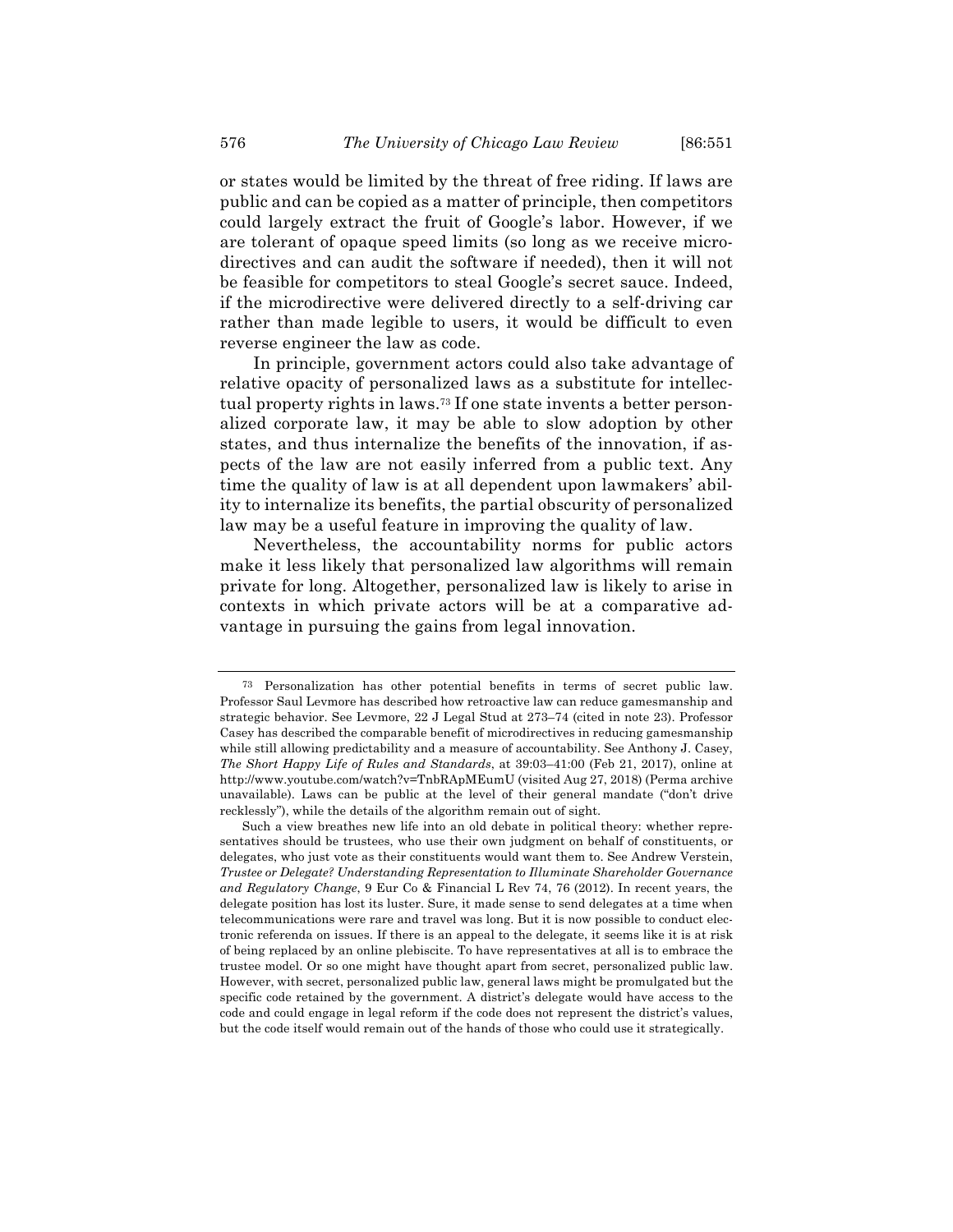or states would be limited by the threat of free riding. If laws are public and can be copied as a matter of principle, then competitors could largely extract the fruit of Google's labor. However, if we are tolerant of opaque speed limits (so long as we receive microdirectives and can audit the software if needed), then it will not be feasible for competitors to steal Google's secret sauce. Indeed, if the microdirective were delivered directly to a self-driving car rather than made legible to users, it would be difficult to even reverse engineer the law as code.

In principle, government actors could also take advantage of relative opacity of personalized laws as a substitute for intellectual property rights in laws.[73] If one state invents a better personalized corporate law, it may be able to slow adoption by other states, and thus internalize the benefits of the innovation, if aspects of the law are not easily inferred from a public text. Any time the quality of law is at all dependent upon lawmakers' ability to internalize its benefits, the partial obscurity of personalized law may be a useful feature in improving the quality of law.

Nevertheless, the accountability norms for public actors make it less likely that personalized law algorithms will remain private for long. Altogether, personalized law is likely to arise in contexts in which private actors will be at a comparative advantage in pursuing the gains from legal innovation.

---

[73] Personalization has other potential benefits in terms of secret public law. Professor Saul Levmore has described how retroactive law can reduce gamesmanship and strategic behavior. See Levmore, 22 J Legal Stud at 273–74 (cited in note 23). Professor Casey has described the comparable benefit of microdirectives in reducing gamesmanship while still allowing predictability and a measure of accountability. See Anthony J. Casey, *The Short Happy Life of Rules and Standards*, at 39:03–41:00 (Feb 21, 2017), online at http://www.youtube.com/watch?v=TnbRApMEumU (visited Aug 27, 2018) (Perma archive unavailable). Laws can be public at the level of their general mandate ("don't drive recklessly"), while the details of the algorithm remain out of sight.

Such a view breathes new life into an old debate in political theory: whether representatives should be trustees, who use their own judgment on behalf of constituents, or delegates, who just vote as their constituents would want them to. See Andrew Verstein, *Trustee or Delegate? Understanding Representation to Illuminate Shareholder Governance and Regulatory Change*, 9 Eur Co & Financial L Rev 74, 76 (2012). In recent years, the delegate position has lost its luster. Sure, it made sense to send delegates at a time when telecommunications were rare and travel was long. But it is now possible to conduct electronic referenda on issues. If there is an appeal to the delegate, it seems like it is at risk of being replaced by an online plebiscite. To have representatives at all is to embrace the trustee model. Or so one might have thought apart from secret, personalized public law. However, with secret, personalized public law, general laws might be promulgated but the specific code retained by the government. A district's delegate would have access to the code and could engage in legal reform if the code does not represent the district's values, but the code itself would remain out of the hands of those who could use it strategically.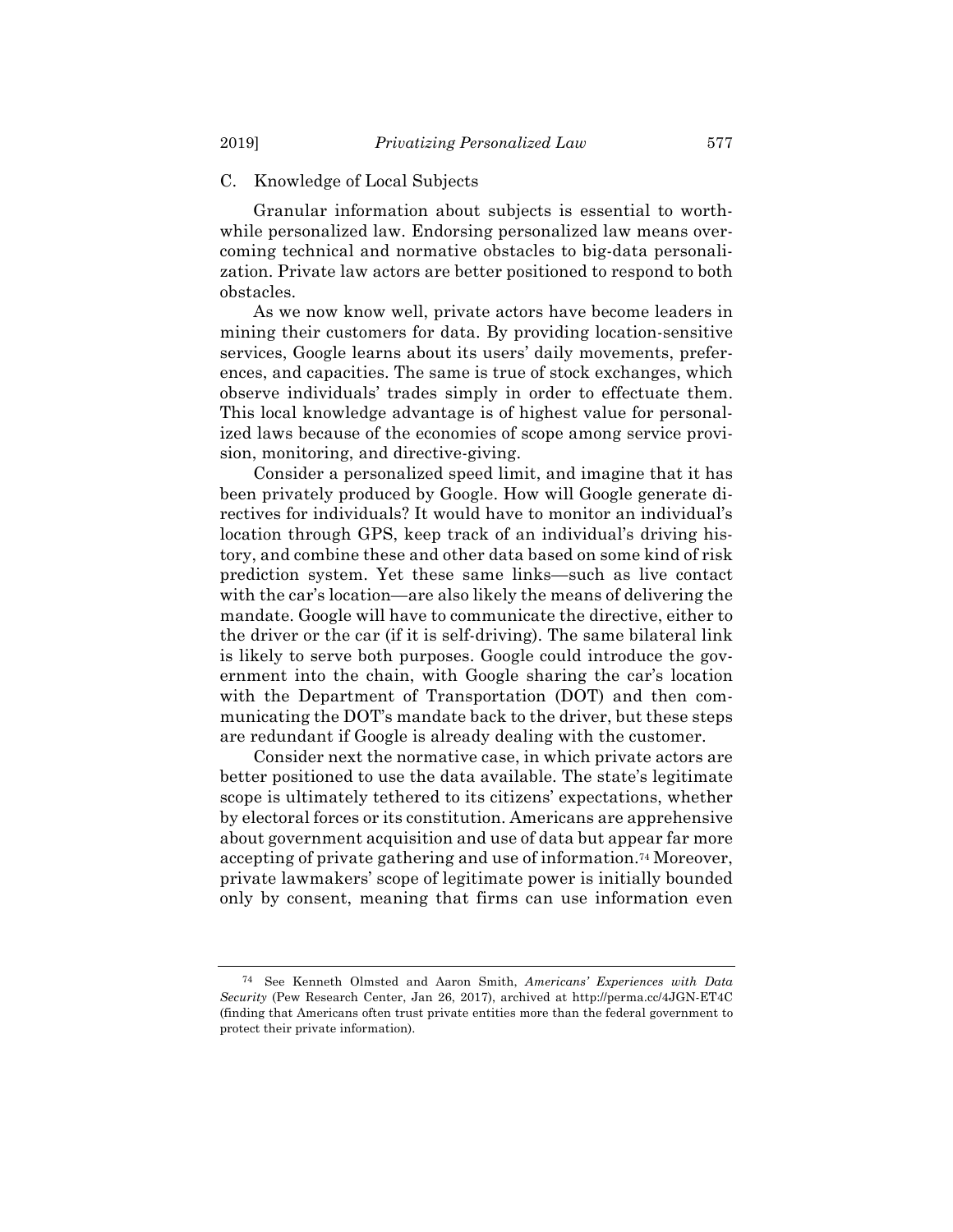### C. Knowledge of Local Subjects

Granular information about subjects is essential to worthwhile personalized law. Endorsing personalized law means overcoming technical and normative obstacles to big-data personalization. Private law actors are better positioned to respond to both obstacles.

As we now know well, private actors have become leaders in mining their customers for data. By providing location-sensitive services, Google learns about its users' daily movements, preferences, and capacities. The same is true of stock exchanges, which observe individuals' trades simply in order to effectuate them. This local knowledge advantage is of highest value for personalized laws because of the economies of scope among service provision, monitoring, and directive-giving.

Consider a personalized speed limit, and imagine that it has been privately produced by Google. How will Google generate directives for individuals? It would have to monitor an individual's location through GPS, keep track of an individual's driving history, and combine these and other data based on some kind of risk prediction system. Yet these same links—such as live contact with the car's location—are also likely the means of delivering the mandate. Google will have to communicate the directive, either to the driver or the car (if it is self-driving). The same bilateral link is likely to serve both purposes. Google could introduce the government into the chain, with Google sharing the car's location with the Department of Transportation (DOT) and then communicating the DOT's mandate back to the driver, but these steps are redundant if Google is already dealing with the customer.

Consider next the normative case, in which private actors are better positioned to use the data available. The state's legitimate scope is ultimately tethered to its citizens' expectations, whether by electoral forces or its constitution. Americans are apprehensive about government acquisition and use of data but appear far more accepting of private gathering and use of information.[74] Moreover, private lawmakers' scope of legitimate power is initially bounded only by consent, meaning that firms can use information even

---

[74] See Kenneth Olmsted and Aaron Smith, *Americans' Experiences with Data Security* (Pew Research Center, Jan 26, 2017), archived at http://perma.cc/4JGN-ET4C (finding that Americans often trust private entities more than the federal government to protect their private information).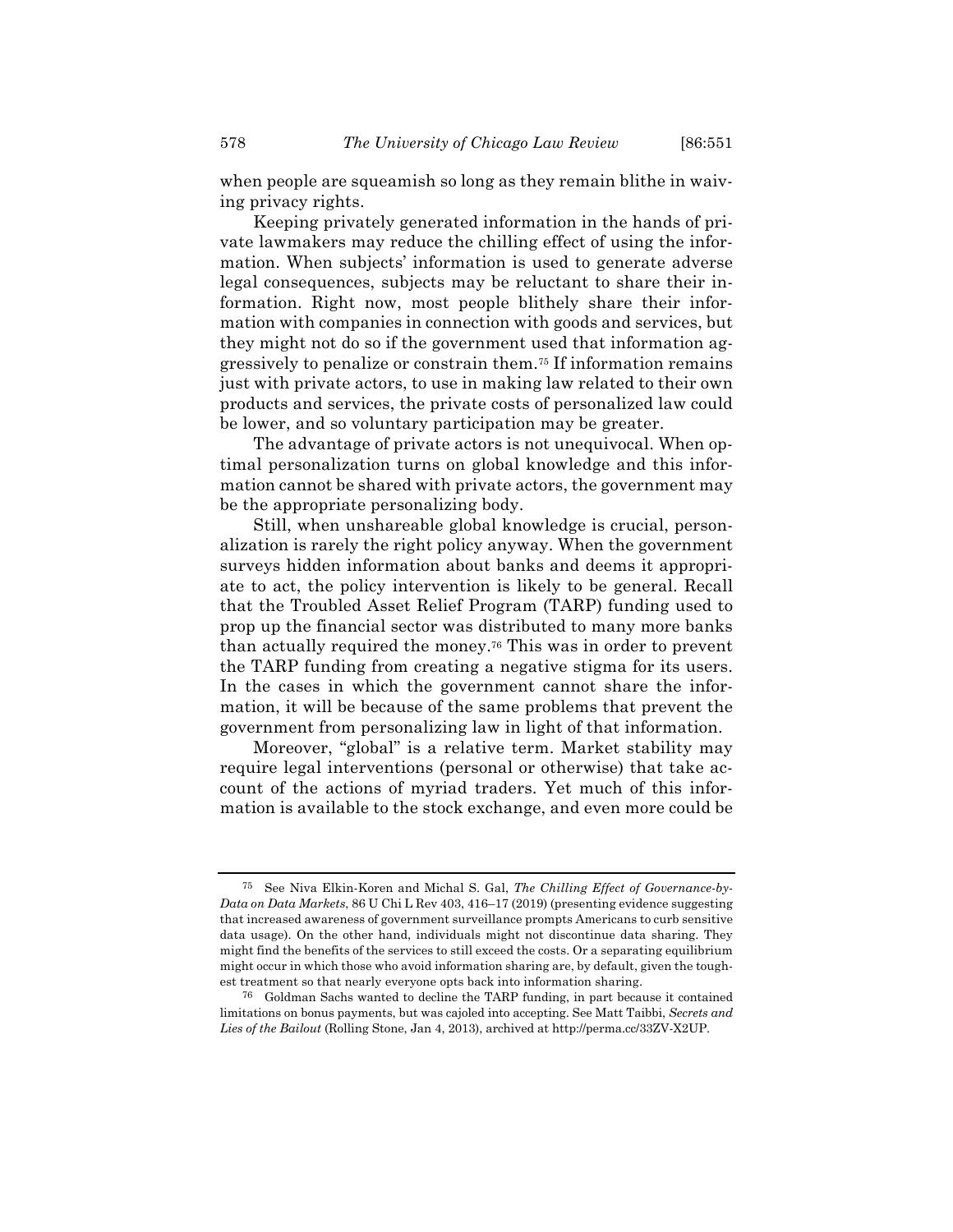when people are squeamish so long as they remain blithe in waiving privacy rights.

Keeping privately generated information in the hands of private lawmakers may reduce the chilling effect of using the information. When subjects' information is used to generate adverse legal consequences, subjects may be reluctant to share their information. Right now, most people blithely share their information with companies in connection with goods and services, but they might not do so if the government used that information aggressively to penalize or constrain them.[75] If information remains just with private actors, to use in making law related to their own products and services, the private costs of personalized law could be lower, and so voluntary participation may be greater.

The advantage of private actors is not unequivocal. When optimal personalization turns on global knowledge and this information cannot be shared with private actors, the government may be the appropriate personalizing body.

Still, when unshareable global knowledge is crucial, personalization is rarely the right policy anyway. When the government surveys hidden information about banks and deems it appropriate to act, the policy intervention is likely to be general. Recall that the Troubled Asset Relief Program (TARP) funding used to prop up the financial sector was distributed to many more banks than actually required the money.[76] This was in order to prevent the TARP funding from creating a negative stigma for its users. In the cases in which the government cannot share the information, it will be because of the same problems that prevent the government from personalizing law in light of that information.

Moreover, "global" is a relative term. Market stability may require legal interventions (personal or otherwise) that take account of the actions of myriad traders. Yet much of this information is available to the stock exchange, and even more could be

---

[75] See Niva Elkin-Koren and Michal S. Gal, *The Chilling Effect of Governance-by-Data on Data Markets*, 86 U Chi L Rev 403, 416–17 (2019) (presenting evidence suggesting that increased awareness of government surveillance prompts Americans to curb sensitive data usage). On the other hand, individuals might not discontinue data sharing. They might find the benefits of the services to still exceed the costs. Or a separating equilibrium might occur in which those who avoid information sharing are, by default, given the toughest treatment so that nearly everyone opts back into information sharing.

[76] Goldman Sachs wanted to decline the TARP funding, in part because it contained limitations on bonus payments, but was cajoled into accepting. See Matt Taibbi, *Secrets and Lies of the Bailout* (Rolling Stone, Jan 4, 2013), archived at http://perma.cc/33ZV-X2UP.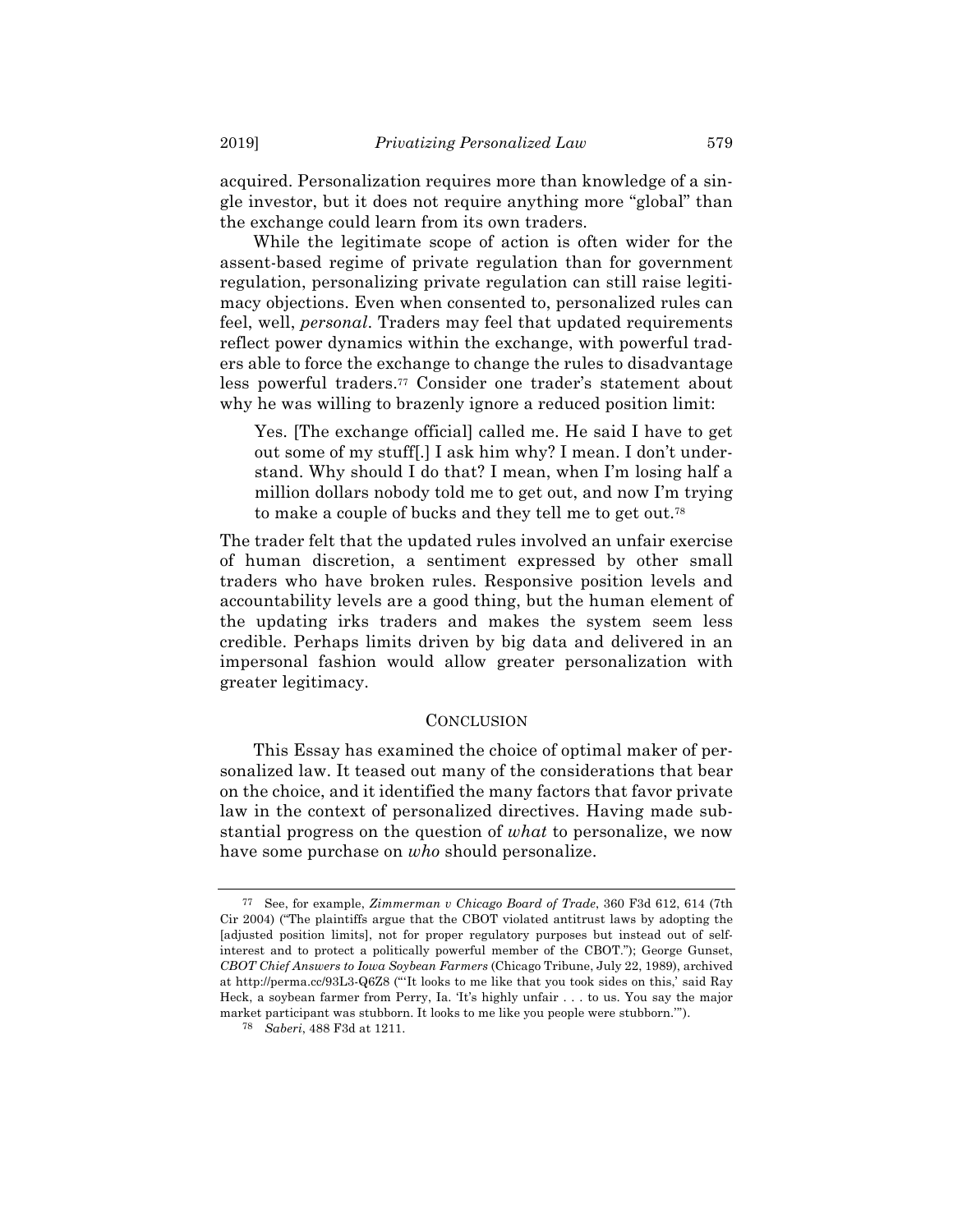acquired. Personalization requires more than knowledge of a single investor, but it does not require anything more "global" than the exchange could learn from its own traders.

While the legitimate scope of action is often wider for the assent-based regime of private regulation than for government regulation, personalizing private regulation can still raise legitimacy objections. Even when consented to, personalized rules can feel, well, *personal*. Traders may feel that updated requirements reflect power dynamics within the exchange, with powerful traders able to force the exchange to change the rules to disadvantage less powerful traders.[77] Consider one trader's statement about why he was willing to brazenly ignore a reduced position limit:

> Yes. [The exchange official] called me. He said I have to get out some of my stuff[.] I ask him why? I mean. I don't understand. Why should I do that? I mean, when I'm losing half a million dollars nobody told me to get out, and now I'm trying to make a couple of bucks and they tell me to get out.[78]

The trader felt that the updated rules involved an unfair exercise of human discretion, a sentiment expressed by other small traders who have broken rules. Responsive position levels and accountability levels are a good thing, but the human element of the updating irks traders and makes the system seem less credible. Perhaps limits driven by big data and delivered in an impersonal fashion would allow greater personalization with greater legitimacy.

## CONCLUSION

This Essay has examined the choice of optimal maker of personalized law. It teased out many of the considerations that bear on the choice, and it identified the many factors that favor private law in the context of personalized directives. Having made substantial progress on the question of *what* to personalize, we now have some purchase on *who* should personalize.

---

[77] See, for example, *Zimmerman v Chicago Board of Trade*, 360 F3d 612, 614 (7th Cir 2004) ("The plaintiffs argue that the CBOT violated antitrust laws by adopting the [adjusted position limits], not for proper regulatory purposes but instead out of self-interest and to protect a politically powerful member of the CBOT."); George Gunset, *CBOT Chief Answers to Iowa Soybean Farmers* (Chicago Tribune, July 22, 1989), archived at http://perma.cc/93L3-Q6Z8 ("'It looks to me like that you took sides on this,' said Ray Heck, a soybean farmer from Perry, Ia. 'It's highly unfair . . . to us. You say the major market participant was stubborn. It looks to me like you people were stubborn.'").

[78] *Saberi*, 488 F3d at 1211.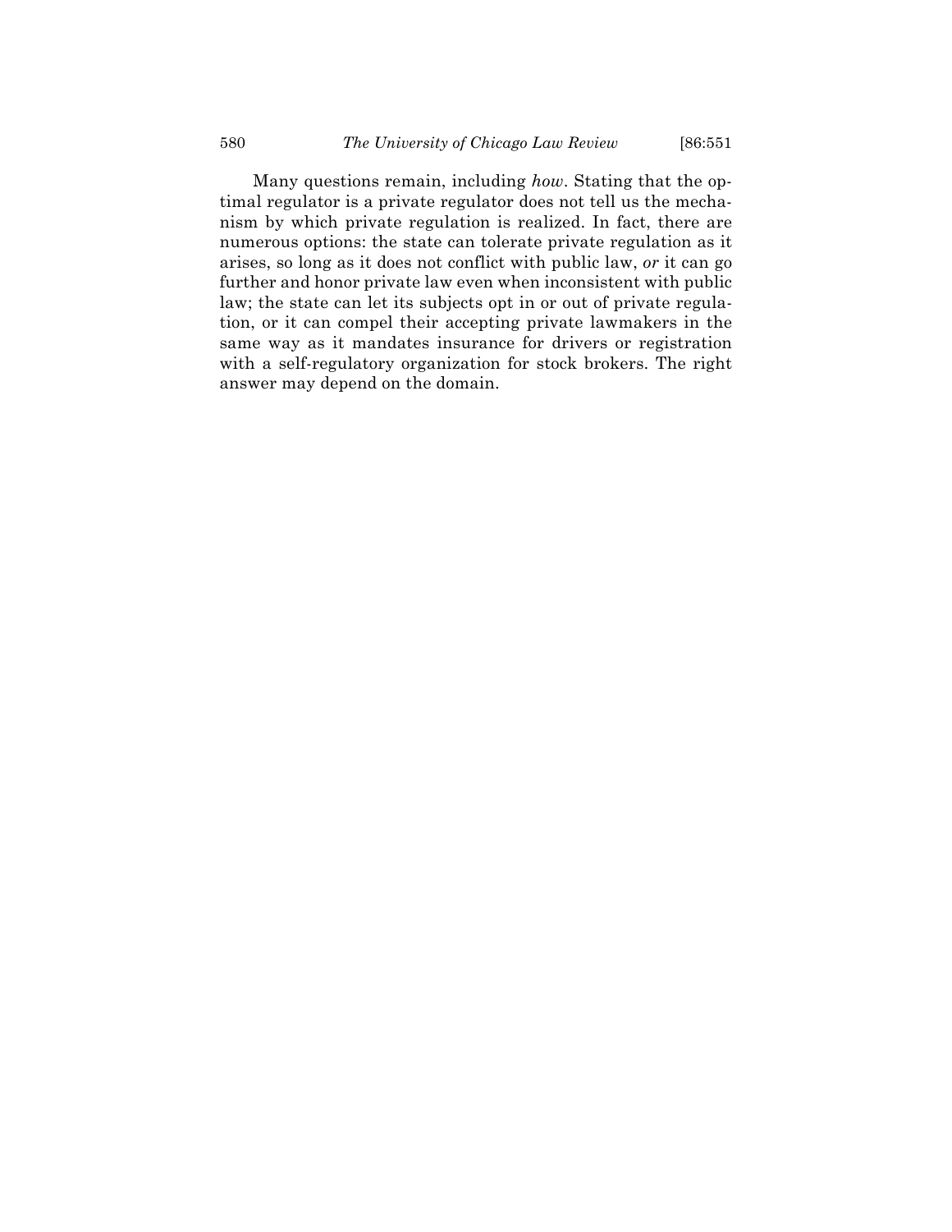Many questions remain, including *how*. Stating that the optimal regulator is a private regulator does not tell us the mechanism by which private regulation is realized. In fact, there are numerous options: the state can tolerate private regulation as it arises, so long as it does not conflict with public law, *or* it can go further and honor private law even when inconsistent with public law; the state can let its subjects opt in or out of private regulation, or it can compel their accepting private lawmakers in the same way as it mandates insurance for drivers or registration with a self-regulatory organization for stock brokers. The right answer may depend on the domain.